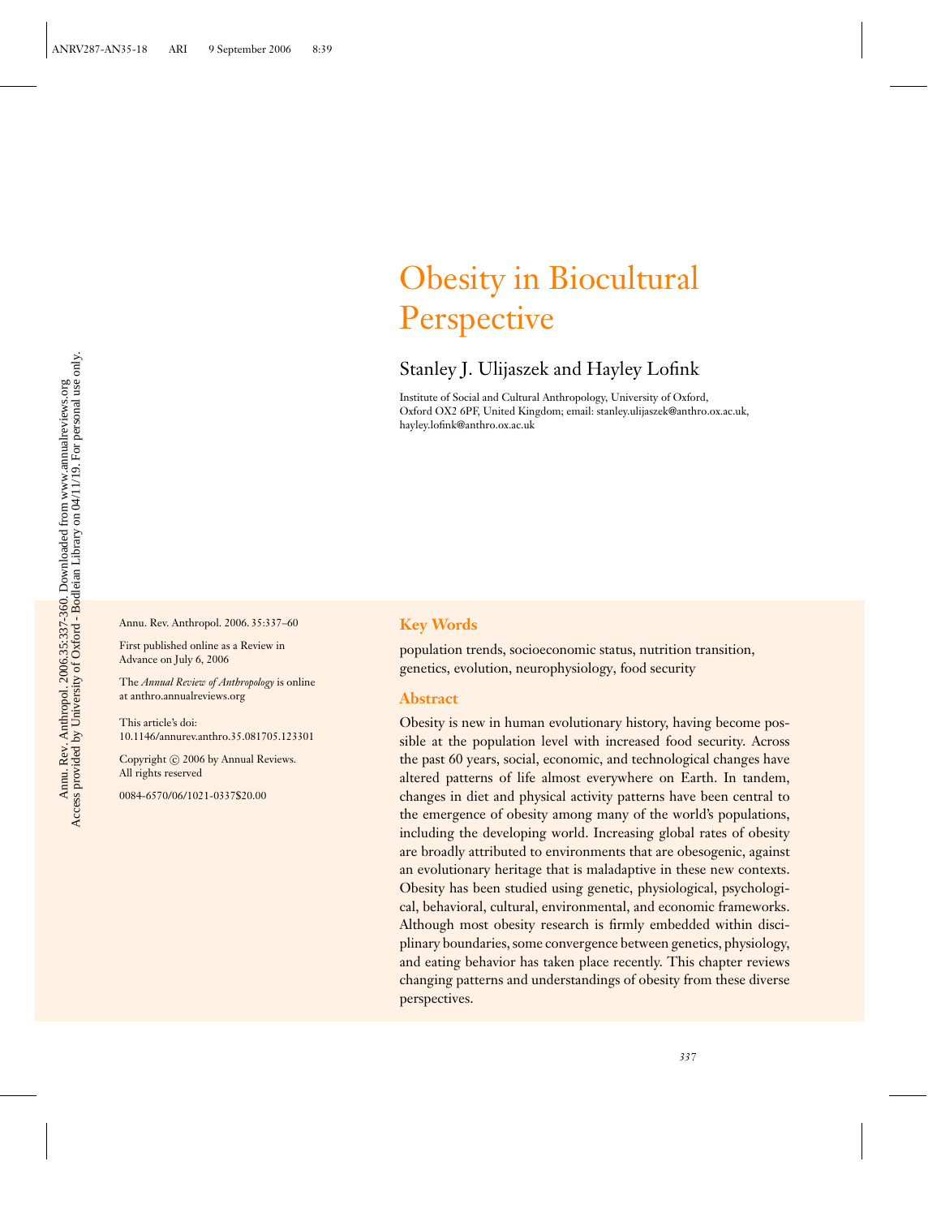# Obesity in Biocultural Perspective

Stanley J. Ulijaszek and Hayley Lofink

Institute of Social and Cultural Anthropology, University of Oxford, Oxford OX2 6PF, United Kingdom; email: stanley.ulijaszek@anthro.ox.ac.uk, hayley.lofink@anthro.ox.ac.uk

Annu. Rev. Anthropol. 2006. 35:337–60

First published online as a Review in Advance on July 6, 2006

The *Annual Review of Anthropology* is online at anthro.annualreviews.org

This article's doi: 10.1146/annurev.anthro.35.081705.123301

Copyright © 2006 by Annual Reviews. All rights reserved

0084-6570/06/1021-0337$20.00

## Key Words

population trends, socioeconomic status, nutrition transition, genetics, evolution, neurophysiology, food security

## Abstract

Obesity is new in human evolutionary history, having become possible at the population level with increased food security. Across the past 60 years, social, economic, and technological changes have altered patterns of life almost everywhere on Earth. In tandem, changes in diet and physical activity patterns have been central to the emergence of obesity among many of the world's populations, including the developing world. Increasing global rates of obesity are broadly attributed to environments that are obesogenic, against an evolutionary heritage that is maladaptive in these new contexts. Obesity has been studied using genetic, physiological, psychological, behavioral, cultural, environmental, and economic frameworks. Although most obesity research is firmly embedded within disciplinary boundaries, some convergence between genetics, physiology, and eating behavior has taken place recently. This chapter reviews changing patterns and understandings of obesity from these diverse perspectives.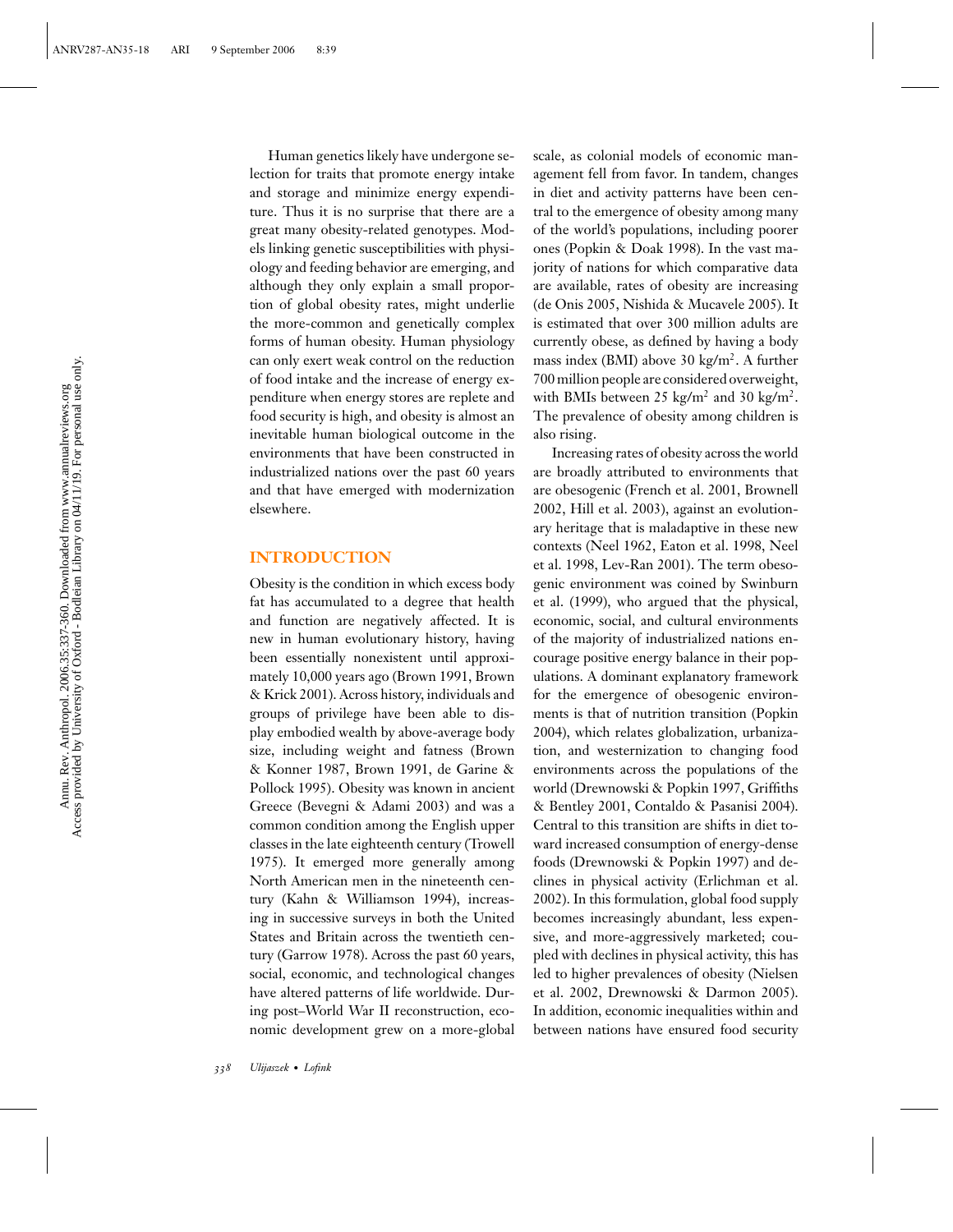Human genetics likely have undergone selection for traits that promote energy intake and storage and minimize energy expenditure. Thus it is no surprise that there are a great many obesity-related genotypes. Models linking genetic susceptibilities with physiology and feeding behavior are emerging, and although they only explain a small proportion of global obesity rates, might underlie the more-common and genetically complex forms of human obesity. Human physiology can only exert weak control on the reduction of food intake and the increase of energy expenditure when energy stores are replete and food security is high, and obesity is almost an inevitable human biological outcome in the environments that have been constructed in industrialized nations over the past 60 years and that have emerged with modernization elsewhere.

## INTRODUCTION

Obesity is the condition in which excess body fat has accumulated to a degree that health and function are negatively affected. It is new in human evolutionary history, having been essentially nonexistent until approximately 10,000 years ago (Brown 1991, Brown & Krick 2001). Across history, individuals and groups of privilege have been able to display embodied wealth by above-average body size, including weight and fatness (Brown & Konner 1987, Brown 1991, de Garine & Pollock 1995). Obesity was known in ancient Greece (Bevegni & Adami 2003) and was a common condition among the English upper classes in the late eighteenth century (Trowell 1975). It emerged more generally among North American men in the nineteenth century (Kahn & Williamson 1994), increasing in successive surveys in both the United States and Britain across the twentieth century (Garrow 1978). Across the past 60 years, social, economic, and technological changes have altered patterns of life worldwide. During post–World War II reconstruction, economic development grew on a more-global scale, as colonial models of economic management fell from favor. In tandem, changes in diet and activity patterns have been central to the emergence of obesity among many of the world's populations, including poorer ones (Popkin & Doak 1998). In the vast majority of nations for which comparative data are available, rates of obesity are increasing (de Onis 2005, Nishida & Mucavele 2005). It is estimated that over 300 million adults are currently obese, as defined by having a body mass index (BMI) above 30 kg/m$^2$. A further 700 million people are considered overweight, with BMIs between 25 kg/m$^2$ and 30 kg/m$^2$. The prevalence of obesity among children is also rising.

Increasing rates of obesity across the world are broadly attributed to environments that are obesogenic (French et al. 2001, Brownell 2002, Hill et al. 2003), against an evolutionary heritage that is maladaptive in these new contexts (Neel 1962, Eaton et al. 1998, Neel et al. 1998, Lev-Ran 2001). The term obesogenic environment was coined by Swinburn et al. (1999), who argued that the physical, economic, social, and cultural environments of the majority of industrialized nations encourage positive energy balance in their populations. A dominant explanatory framework for the emergence of obesogenic environments is that of nutrition transition (Popkin 2004), which relates globalization, urbanization, and westernization to changing food environments across the populations of the world (Drewnowski & Popkin 1997, Griffiths & Bentley 2001, Contaldo & Pasanisi 2004). Central to this transition are shifts in diet toward increased consumption of energy-dense foods (Drewnowski & Popkin 1997) and declines in physical activity (Erlichman et al. 2002). In this formulation, global food supply becomes increasingly abundant, less expensive, and more-aggressively marketed; coupled with declines in physical activity, this has led to higher prevalences of obesity (Nielsen et al. 2002, Drewnowski & Darmon 2005). In addition, economic inequalities within and between nations have ensured food security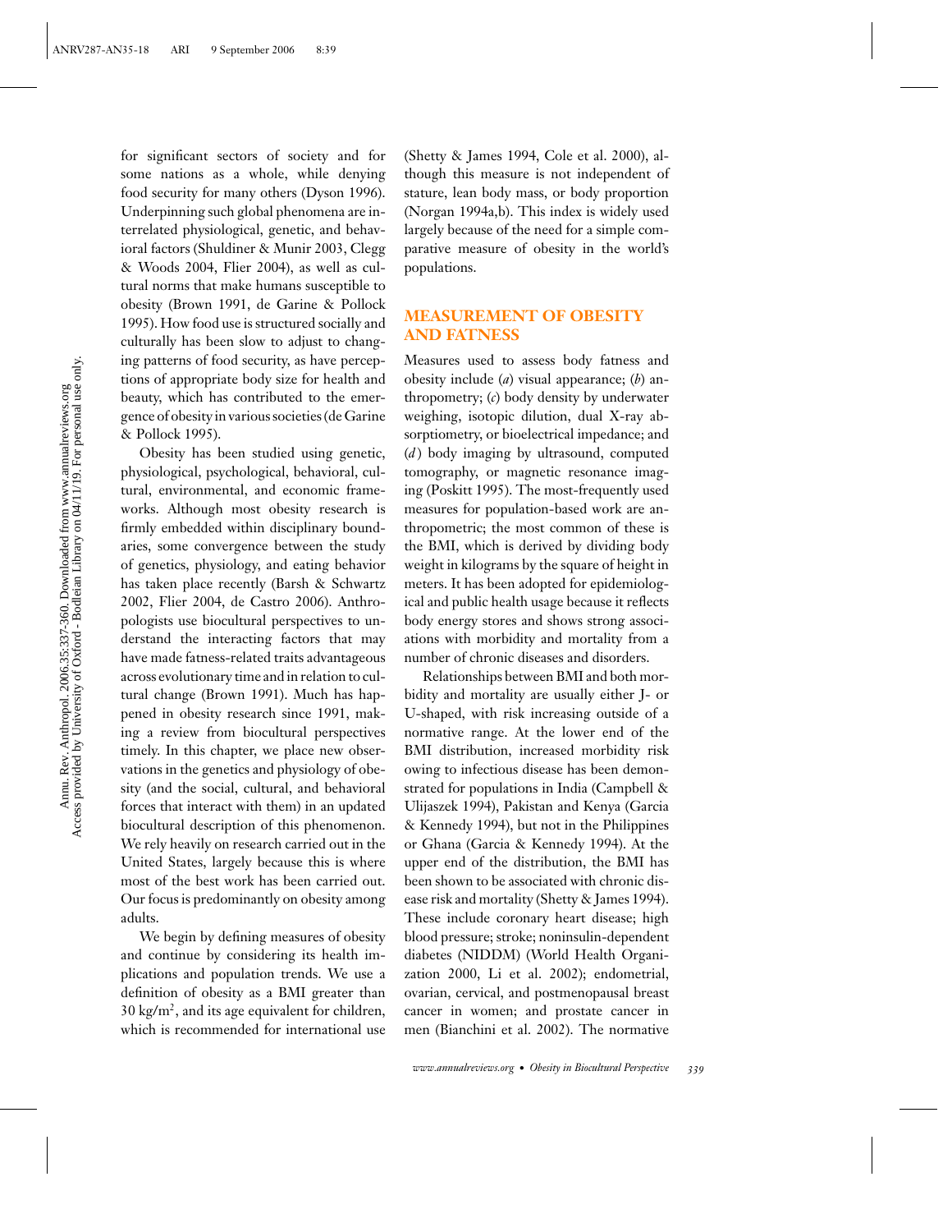for significant sectors of society and for some nations as a whole, while denying food security for many others (Dyson 1996). Underpinning such global phenomena are interrelated physiological, genetic, and behavioral factors (Shuldiner & Munir 2003, Clegg & Woods 2004, Flier 2004), as well as cultural norms that make humans susceptible to obesity (Brown 1991, de Garine & Pollock 1995). How food use is structured socially and culturally has been slow to adjust to changing patterns of food security, as have perceptions of appropriate body size for health and beauty, which has contributed to the emergence of obesity in various societies (de Garine & Pollock 1995).

Obesity has been studied using genetic, physiological, psychological, behavioral, cultural, environmental, and economic frameworks. Although most obesity research is firmly embedded within disciplinary boundaries, some convergence between the study of genetics, physiology, and eating behavior has taken place recently (Barsh & Schwartz 2002, Flier 2004, de Castro 2006). Anthropologists use biocultural perspectives to understand the interacting factors that may have made fatness-related traits advantageous across evolutionary time and in relation to cultural change (Brown 1991). Much has happened in obesity research since 1991, making a review from biocultural perspectives timely. In this chapter, we place new observations in the genetics and physiology of obesity (and the social, cultural, and behavioral forces that interact with them) in an updated biocultural description of this phenomenon. We rely heavily on research carried out in the United States, largely because this is where most of the best work has been carried out. Our focus is predominantly on obesity among adults.

We begin by defining measures of obesity and continue by considering its health implications and population trends. We use a definition of obesity as a BMI greater than 30 $kg/m^2$, and its age equivalent for children, which is recommended for international use (Shetty & James 1994, Cole et al. 2000), although this measure is not independent of stature, lean body mass, or body proportion (Norgan 1994a,b). This index is widely used largely because of the need for a simple comparative measure of obesity in the world's populations.

## MEASUREMENT OF OBESITY AND FATNESS

Measures used to assess body fatness and obesity include (*a*) visual appearance; (*b*) anthropometry; (*c*) body density by underwater weighing, isotopic dilution, dual X-ray absorptiometry, or bioelectrical impedance; and (*d*) body imaging by ultrasound, computed tomography, or magnetic resonance imaging (Poskitt 1995). The most-frequently used measures for population-based work are anthropometric; the most common of these is the BMI, which is derived by dividing body weight in kilograms by the square of height in meters. It has been adopted for epidemiological and public health usage because it reflects body energy stores and shows strong associations with morbidity and mortality from a number of chronic diseases and disorders.

Relationships between BMI and both morbidity and mortality are usually either J- or U-shaped, with risk increasing outside of a normative range. At the lower end of the BMI distribution, increased morbidity risk owing to infectious disease has been demonstrated for populations in India (Campbell & Ulijaszek 1994), Pakistan and Kenya (Garcia & Kennedy 1994), but not in the Philippines or Ghana (Garcia & Kennedy 1994). At the upper end of the distribution, the BMI has been shown to be associated with chronic disease risk and mortality (Shetty & James 1994). These include coronary heart disease; high blood pressure; stroke; noninsulin-dependent diabetes (NIDDM) (World Health Organization 2000, Li et al. 2002); endometrial, ovarian, cervical, and postmenopausal breast cancer in women; and prostate cancer in men (Bianchini et al. 2002). The normative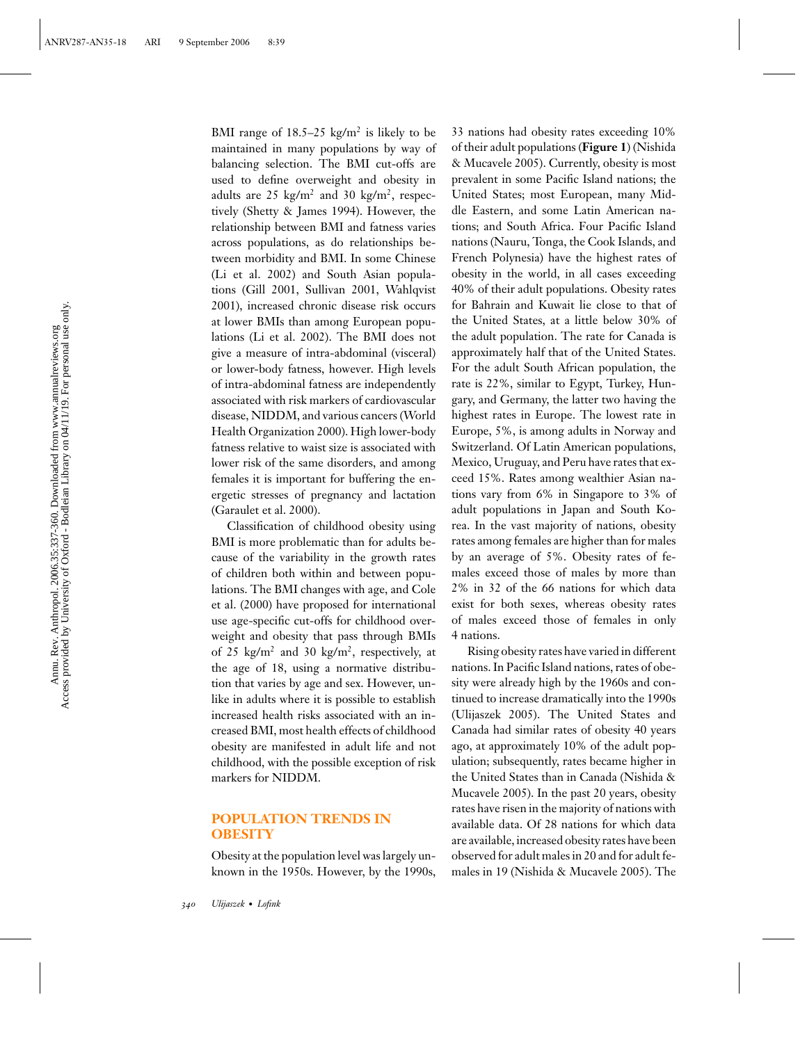BMI range of 18.5–25 kg/m$^2$ is likely to be maintained in many populations by way of balancing selection. The BMI cut-offs are used to define overweight and obesity in adults are 25 kg/m$^2$ and 30 kg/m$^2$, respectively (Shetty & James 1994). However, the relationship between BMI and fatness varies across populations, as do relationships between morbidity and BMI. In some Chinese (Li et al. 2002) and South Asian populations (Gill 2001, Sullivan 2001, Wahlqvist 2001), increased chronic disease risk occurs at lower BMIs than among European populations (Li et al. 2002). The BMI does not give a measure of intra-abdominal (visceral) or lower-body fatness, however. High levels of intra-abdominal fatness are independently associated with risk markers of cardiovascular disease, NIDDM, and various cancers (World Health Organization 2000). High lower-body fatness relative to waist size is associated with lower risk of the same disorders, and among females it is important for buffering the energetic stresses of pregnancy and lactation (Garaulet et al. 2000).

Classification of childhood obesity using BMI is more problematic than for adults because of the variability in the growth rates of children both within and between populations. The BMI changes with age, and Cole et al. (2000) have proposed for international use age-specific cut-offs for childhood overweight and obesity that pass through BMIs of 25 kg/m$^2$ and 30 kg/m$^2$, respectively, at the age of 18, using a normative distribution that varies by age and sex. However, unlike in adults where it is possible to establish increased health risks associated with an increased BMI, most health effects of childhood obesity are manifested in adult life and not childhood, with the possible exception of risk markers for NIDDM.

## POPULATION TRENDS IN OBESITY

Obesity at the population level was largely unknown in the 1950s. However, by the 1990s, 33 nations had obesity rates exceeding 10% of their adult populations (**Figure 1**) (Nishida & Mucavele 2005). Currently, obesity is most prevalent in some Pacific Island nations; the United States; most European, many Middle Eastern, and some Latin American nations; and South Africa. Four Pacific Island nations (Nauru, Tonga, the Cook Islands, and French Polynesia) have the highest rates of obesity in the world, in all cases exceeding 40% of their adult populations. Obesity rates for Bahrain and Kuwait lie close to that of the United States, at a little below 30% of the adult population. The rate for Canada is approximately half that of the United States. For the adult South African population, the rate is 22%, similar to Egypt, Turkey, Hungary, and Germany, the latter two having the highest rates in Europe. The lowest rate in Europe, 5%, is among adults in Norway and Switzerland. Of Latin American populations, Mexico, Uruguay, and Peru have rates that exceed 15%. Rates among wealthier Asian nations vary from 6% in Singapore to 3% of adult populations in Japan and South Korea. In the vast majority of nations, obesity rates among females are higher than for males by an average of 5%. Obesity rates of females exceed those of males by more than 2% in 32 of the 66 nations for which data exist for both sexes, whereas obesity rates of males exceed those of females in only 4 nations.

Rising obesity rates have varied in different nations. In Pacific Island nations, rates of obesity were already high by the 1960s and continued to increase dramatically into the 1990s (Ulijaszek 2005). The United States and Canada had similar rates of obesity 40 years ago, at approximately 10% of the adult population; subsequently, rates became higher in the United States than in Canada (Nishida & Mucavele 2005). In the past 20 years, obesity rates have risen in the majority of nations with available data. Of 28 nations for which data are available, increased obesity rates have been observed for adult males in 20 and for adult females in 19 (Nishida & Mucavele 2005). The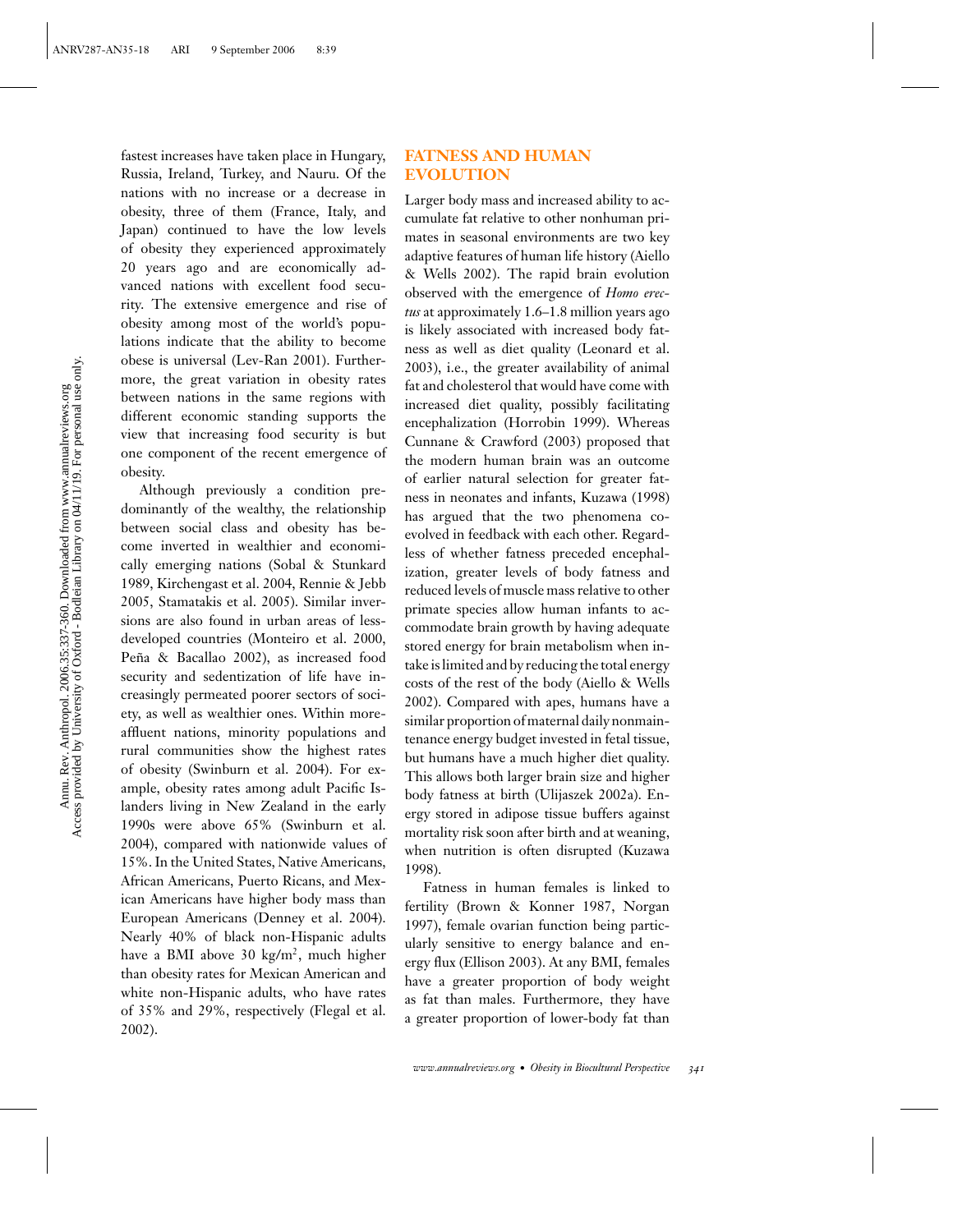fastest increases have taken place in Hungary, Russia, Ireland, Turkey, and Nauru. Of the nations with no increase or a decrease in obesity, three of them (France, Italy, and Japan) continued to have the low levels of obesity they experienced approximately 20 years ago and are economically advanced nations with excellent food security. The extensive emergence and rise of obesity among most of the world's populations indicate that the ability to become obese is universal (Lev-Ran 2001). Furthermore, the great variation in obesity rates between nations in the same regions with different economic standing supports the view that increasing food security is but one component of the recent emergence of obesity.

Although previously a condition predominantly of the wealthy, the relationship between social class and obesity has become inverted in wealthier and economically emerging nations (Sobal & Stunkard 1989, Kirchengast et al. 2004, Rennie & Jebb 2005, Stamatakis et al. 2005). Similar inversions are also found in urban areas of less-developed countries (Monteiro et al. 2000, Peña & Bacallao 2002), as increased food security and sedentization of life have increasingly permeated poorer sectors of society, as well as wealthier ones. Within more-affluent nations, minority populations and rural communities show the highest rates of obesity (Swinburn et al. 2004). For example, obesity rates among adult Pacific Islanders living in New Zealand in the early 1990s were above 65% (Swinburn et al. 2004), compared with nationwide values of 15%. In the United States, Native Americans, African Americans, Puerto Ricans, and Mexican Americans have higher body mass than European Americans (Denney et al. 2004). Nearly 40% of black non-Hispanic adults have a BMI above 30 kg/m$^2$, much higher than obesity rates for Mexican American and white non-Hispanic adults, who have rates of 35% and 29%, respectively (Flegal et al. 2002).

## FATNESS AND HUMAN EVOLUTION

Larger body mass and increased ability to accumulate fat relative to other nonhuman primates in seasonal environments are two key adaptive features of human life history (Aiello & Wells 2002). The rapid brain evolution observed with the emergence of *Homo erectus* at approximately 1.6–1.8 million years ago is likely associated with increased body fatness as well as diet quality (Leonard et al. 2003), i.e., the greater availability of animal fat and cholesterol that would have come with increased diet quality, possibly facilitating encephalization (Horrobin 1999). Whereas Cunnane & Crawford (2003) proposed that the modern human brain was an outcome of earlier natural selection for greater fatness in neonates and infants, Kuzawa (1998) has argued that the two phenomena coevolved in feedback with each other. Regardless of whether fatness preceded encephalization, greater levels of body fatness and reduced levels of muscle mass relative to other primate species allow human infants to accommodate brain growth by having adequate stored energy for brain metabolism when intake is limited and by reducing the total energy costs of the rest of the body (Aiello & Wells 2002). Compared with apes, humans have a similar proportion of maternal daily nonmaintenance energy budget invested in fetal tissue, but humans have a much higher diet quality. This allows both larger brain size and higher body fatness at birth (Ulijaszek 2002a). Energy stored in adipose tissue buffers against mortality risk soon after birth and at weaning, when nutrition is often disrupted (Kuzawa 1998).

Fatness in human females is linked to fertility (Brown & Konner 1987, Norgan 1997), female ovarian function being particularly sensitive to energy balance and energy flux (Ellison 2003). At any BMI, females have a greater proportion of body weight as fat than males. Furthermore, they have a greater proportion of lower-body fat than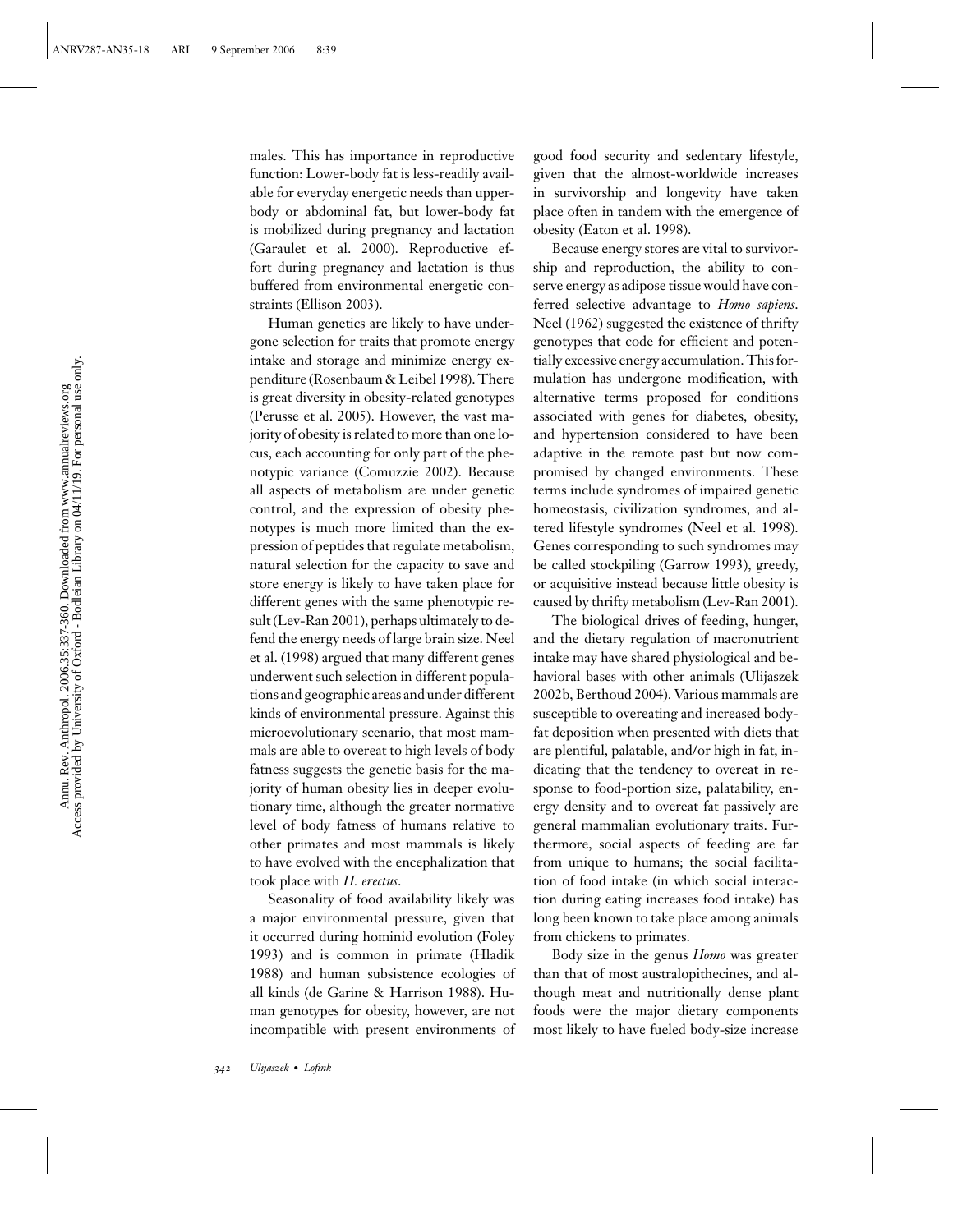males. This has importance in reproductive function: Lower-body fat is less-readily available for everyday energetic needs than upper-body or abdominal fat, but lower-body fat is mobilized during pregnancy and lactation (Garaulet et al. 2000). Reproductive effort during pregnancy and lactation is thus buffered from environmental energetic constraints (Ellison 2003).

Human genetics are likely to have undergone selection for traits that promote energy intake and storage and minimize energy expenditure (Rosenbaum & Leibel 1998). There is great diversity in obesity-related genotypes (Perusse et al. 2005). However, the vast majority of obesity is related to more than one locus, each accounting for only part of the phenotypic variance (Comuzzie 2002). Because all aspects of metabolism are under genetic control, and the expression of obesity phenotypes is much more limited than the expression of peptides that regulate metabolism, natural selection for the capacity to save and store energy is likely to have taken place for different genes with the same phenotypic result (Lev-Ran 2001), perhaps ultimately to defend the energy needs of large brain size. Neel et al. (1998) argued that many different genes underwent such selection in different populations and geographic areas and under different kinds of environmental pressure. Against this microevolutionary scenario, that most mammals are able to overeat to high levels of body fatness suggests the genetic basis for the majority of human obesity lies in deeper evolutionary time, although the greater normative level of body fatness of humans relative to other primates and most mammals is likely to have evolved with the encephalization that took place with *H. erectus*.

Seasonality of food availability likely was a major environmental pressure, given that it occurred during hominid evolution (Foley 1993) and is common in primate (Hladik 1988) and human subsistence ecologies of all kinds (de Garine & Harrison 1988). Human genotypes for obesity, however, are not incompatible with present environments of good food security and sedentary lifestyle, given that the almost-worldwide increases in survivorship and longevity have taken place often in tandem with the emergence of obesity (Eaton et al. 1998).

Because energy stores are vital to survivorship and reproduction, the ability to conserve energy as adipose tissue would have conferred selective advantage to *Homo sapiens*. Neel (1962) suggested the existence of thrifty genotypes that code for efficient and potentially excessive energy accumulation. This formulation has undergone modification, with alternative terms proposed for conditions associated with genes for diabetes, obesity, and hypertension considered to have been adaptive in the remote past but now compromised by changed environments. These terms include syndromes of impaired genetic homeostasis, civilization syndromes, and altered lifestyle syndromes (Neel et al. 1998). Genes corresponding to such syndromes may be called stockpiling (Garrow 1993), greedy, or acquisitive instead because little obesity is caused by thrifty metabolism (Lev-Ran 2001).

The biological drives of feeding, hunger, and the dietary regulation of macronutrient intake may have shared physiological and behavioral bases with other animals (Ulijaszek 2002b, Berthoud 2004). Various mammals are susceptible to overeating and increased body-fat deposition when presented with diets that are plentiful, palatable, and/or high in fat, indicating that the tendency to overeat in response to food-portion size, palatability, energy density and to overeat fat passively are general mammalian evolutionary traits. Furthermore, social aspects of feeding are far from unique to humans; the social facilitation of food intake (in which social interaction during eating increases food intake) has long been known to take place among animals from chickens to primates.

Body size in the genus *Homo* was greater than that of most australopithecines, and although meat and nutritionally dense plant foods were the major dietary components most likely to have fueled body-size increase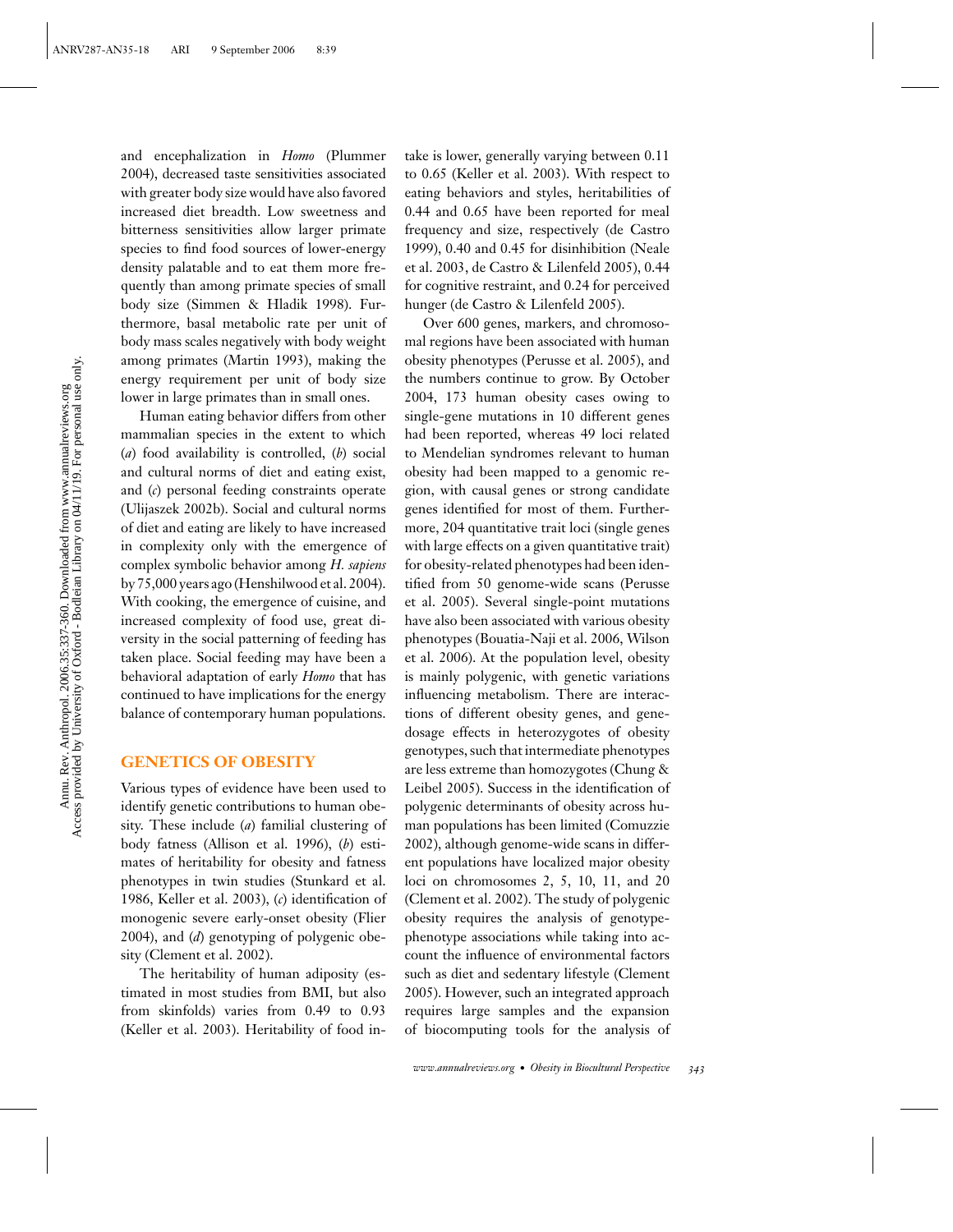and encephalization in *Homo* (Plummer 2004), decreased taste sensitivities associated with greater body size would have also favored increased diet breadth. Low sweetness and bitterness sensitivities allow larger primate species to find food sources of lower-energy density palatable and to eat them more frequently than among primate species of small body size (Simmen & Hladik 1998). Furthermore, basal metabolic rate per unit of body mass scales negatively with body weight among primates (Martin 1993), making the energy requirement per unit of body size lower in large primates than in small ones.

Human eating behavior differs from other mammalian species in the extent to which (*a*) food availability is controlled, (*b*) social and cultural norms of diet and eating exist, and (*c*) personal feeding constraints operate (Ulijaszek 2002b). Social and cultural norms of diet and eating are likely to have increased in complexity only with the emergence of complex symbolic behavior among *H. sapiens* by 75,000 years ago (Henshilwood et al. 2004). With cooking, the emergence of cuisine, and increased complexity of food use, great diversity in the social patterning of feeding has taken place. Social feeding may have been a behavioral adaptation of early *Homo* that has continued to have implications for the energy balance of contemporary human populations.

## GENETICS OF OBESITY

Various types of evidence have been used to identify genetic contributions to human obesity. These include (*a*) familial clustering of body fatness (Allison et al. 1996), (*b*) estimates of heritability for obesity and fatness phenotypes in twin studies (Stunkard et al. 1986, Keller et al. 2003), (*c*) identification of monogenic severe early-onset obesity (Flier 2004), and (*d*) genotyping of polygenic obesity (Clement et al. 2002).

The heritability of human adiposity (estimated in most studies from BMI, but also from skinfolds) varies from 0.49 to 0.93 (Keller et al. 2003). Heritability of food intake is lower, generally varying between 0.11 to 0.65 (Keller et al. 2003). With respect to eating behaviors and styles, heritabilities of 0.44 and 0.65 have been reported for meal frequency and size, respectively (de Castro 1999), 0.40 and 0.45 for disinhibition (Neale et al. 2003, de Castro & Lilenfeld 2005), 0.44 for cognitive restraint, and 0.24 for perceived hunger (de Castro & Lilenfeld 2005).

Over 600 genes, markers, and chromosomal regions have been associated with human obesity phenotypes (Perusse et al. 2005), and the numbers continue to grow. By October 2004, 173 human obesity cases owing to single-gene mutations in 10 different genes had been reported, whereas 49 loci related to Mendelian syndromes relevant to human obesity had been mapped to a genomic region, with causal genes or strong candidate genes identified for most of them. Furthermore, 204 quantitative trait loci (single genes with large effects on a given quantitative trait) for obesity-related phenotypes had been identified from 50 genome-wide scans (Perusse et al. 2005). Several single-point mutations have also been associated with various obesity phenotypes (Bouatia-Naji et al. 2006, Wilson et al. 2006). At the population level, obesity is mainly polygenic, with genetic variations influencing metabolism. There are interactions of different obesity genes, and gene-dosage effects in heterozygotes of obesity genotypes, such that intermediate phenotypes are less extreme than homozygotes (Chung & Leibel 2005). Success in the identification of polygenic determinants of obesity across human populations has been limited (Comuzzie 2002), although genome-wide scans in different populations have localized major obesity loci on chromosomes 2, 5, 10, 11, and 20 (Clement et al. 2002). The study of polygenic obesity requires the analysis of genotype-phenotype associations while taking into account the influence of environmental factors such as diet and sedentary lifestyle (Clement 2005). However, such an integrated approach requires large samples and the expansion of biocomputing tools for the analysis of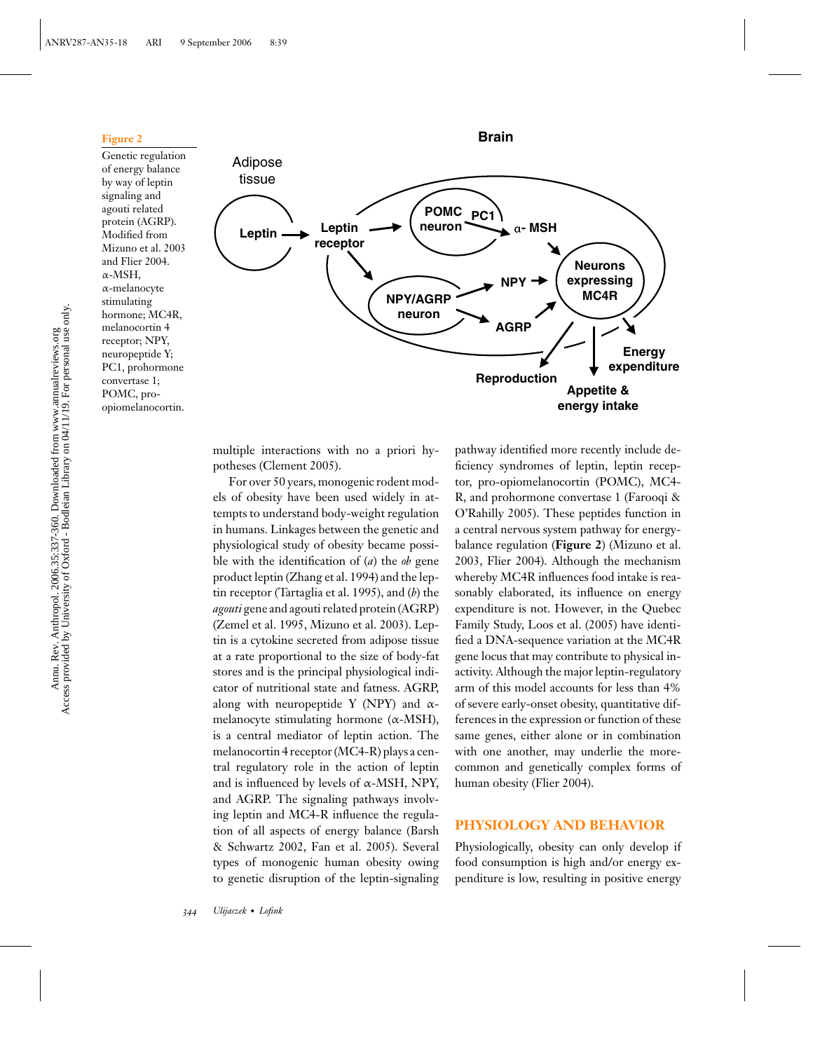**Figure 2**

Genetic regulation of energy balance by way of leptin signaling and agouti related protein (AGRP). Modified from Mizuno et al. 2003 and Flier 2004. α-MSH, α-melanocyte stimulating hormone; MC4R, melanocortin 4 receptor; NPY, neuropeptide Y; PC1, prohormone convertase 1; POMC, pro-opiomelanocortin.

multiple interactions with no a priori hypotheses (Clement 2005).

For over 50 years, monogenic rodent models of obesity have been used widely in attempts to understand body-weight regulation in humans. Linkages between the genetic and physiological study of obesity became possible with the identification of (*a*) the *ob* gene product leptin (Zhang et al. 1994) and the leptin receptor (Tartaglia et al. 1995), and (*b*) the *agouti* gene and agouti related protein (AGRP) (Zemel et al. 1995, Mizuno et al. 2003). Leptin is a cytokine secreted from adipose tissue at a rate proportional to the size of body-fat stores and is the principal physiological indicator of nutritional state and fatness. AGRP, along with neuropeptide Y (NPY) and α-melanocyte stimulating hormone (α-MSH), is a central mediator of leptin action. The melanocortin 4 receptor (MC4-R) plays a central regulatory role in the action of leptin and is influenced by levels of α-MSH, NPY, and AGRP. The signaling pathways involving leptin and MC4-R influence the regulation of all aspects of energy balance (Barsh & Schwartz 2002, Fan et al. 2005). Several types of monogenic human obesity owing to genetic disruption of the leptin-signaling pathway identified more recently include deficiency syndromes of leptin, leptin receptor, pro-opiomelanocortin (POMC), MC4-R, and prohormone convertase 1 (Farooqi & O'Rahilly 2005). These peptides function in a central nervous system pathway for energy-balance regulation (**Figure 2**) (Mizuno et al. 2003, Flier 2004). Although the mechanism whereby MC4R influences food intake is reasonably elaborated, its influence on energy expenditure is not. However, in the Quebec Family Study, Loos et al. (2005) have identified a DNA-sequence variation at the MC4R gene locus that may contribute to physical inactivity. Although the major leptin-regulatory arm of this model accounts for less than 4% of severe early-onset obesity, quantitative differences in the expression or function of these same genes, either alone or in combination with one another, may underlie the more-common and genetically complex forms of human obesity (Flier 2004).

## PHYSIOLOGY AND BEHAVIOR

Physiologically, obesity can only develop if food consumption is high and/or energy expenditure is low, resulting in positive energy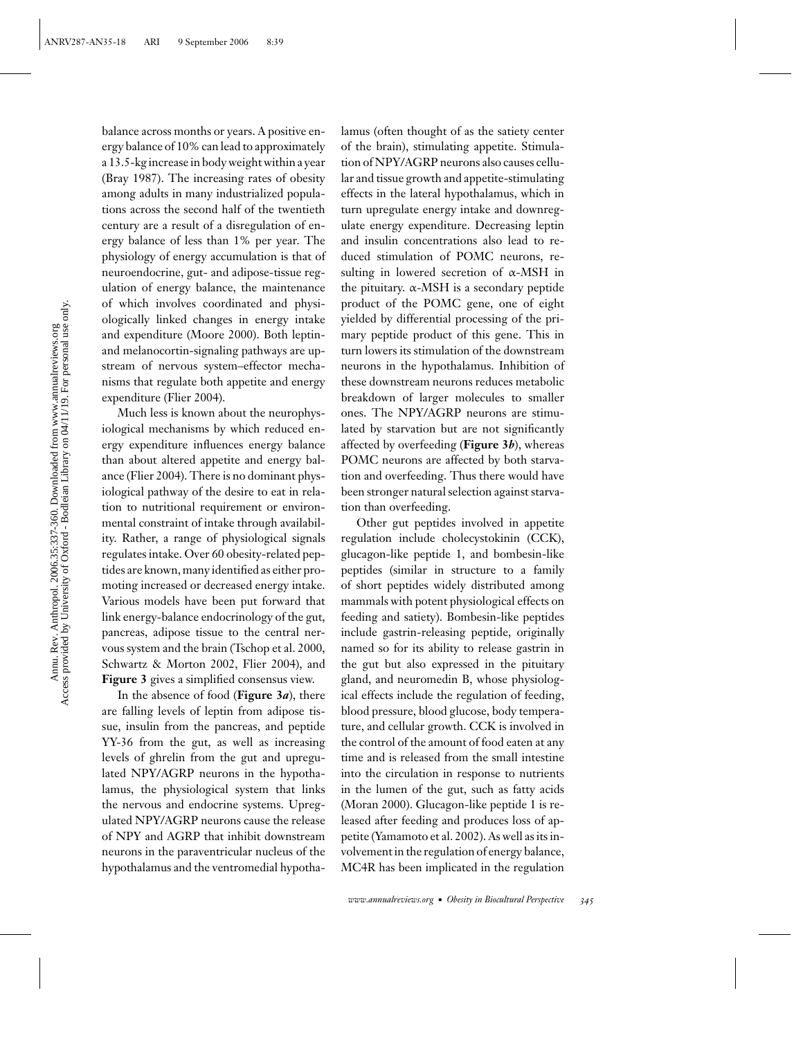balance across months or years. A positive energy balance of 10% can lead to approximately a 13.5-kg increase in body weight within a year (Bray 1987). The increasing rates of obesity among adults in many industrialized populations across the second half of the twentieth century are a result of a disregulation of energy balance of less than 1% per year. The physiology of energy accumulation is that of neuroendocrine, gut- and adipose-tissue regulation of energy balance, the maintenance of which involves coordinated and physiologically linked changes in energy intake and expenditure (Moore 2000). Both leptin- and melanocortin-signaling pathways are upstream of nervous system–effector mechanisms that regulate both appetite and energy expenditure (Flier 2004).

Much less is known about the neurophysiological mechanisms by which reduced energy expenditure influences energy balance than about altered appetite and energy balance (Flier 2004). There is no dominant physiological pathway of the desire to eat in relation to nutritional requirement or environmental constraint of intake through availability. Rather, a range of physiological signals regulates intake. Over 60 obesity-related peptides are known, many identified as either promoting increased or decreased energy intake. Various models have been put forward that link energy-balance endocrinology of the gut, pancreas, adipose tissue to the central nervous system and the brain (Tschop et al. 2000, Schwartz & Morton 2002, Flier 2004), and **Figure 3** gives a simplified consensus view.

In the absence of food (**Figure 3*a***), there are falling levels of leptin from adipose tissue, insulin from the pancreas, and peptide YY-36 from the gut, as well as increasing levels of ghrelin from the gut and upregulated NPY/AGRP neurons in the hypothalamus, the physiological system that links the nervous and endocrine systems. Upregulated NPY/AGRP neurons cause the release of NPY and AGRP that inhibit downstream neurons in the paraventricular nucleus of the hypothalamus and the ventromedial hypothalamus (often thought of as the satiety center of the brain), stimulating appetite. Stimulation of NPY/AGRP neurons also causes cellular and tissue growth and appetite-stimulating effects in the lateral hypothalamus, which in turn upregulate energy intake and downregulate energy expenditure. Decreasing leptin and insulin concentrations also lead to reduced stimulation of POMC neurons, resulting in lowered secretion of α-MSH in the pituitary. α-MSH is a secondary peptide product of the POMC gene, one of eight yielded by differential processing of the primary peptide product of this gene. This in turn lowers its stimulation of the downstream neurons in the hypothalamus. Inhibition of these downstream neurons reduces metabolic breakdown of larger molecules to smaller ones. The NPY/AGRP neurons are stimulated by starvation but are not significantly affected by overfeeding (**Figure 3*b***), whereas POMC neurons are affected by both starvation and overfeeding. Thus there would have been stronger natural selection against starvation than overfeeding.

Other gut peptides involved in appetite regulation include cholecystokinin (CCK), glucagon-like peptide 1, and bombesin-like peptides (similar in structure to a family of short peptides widely distributed among mammals with potent physiological effects on feeding and satiety). Bombesin-like peptides include gastrin-releasing peptide, originally named so for its ability to release gastrin in the gut but also expressed in the pituitary gland, and neuromedin B, whose physiological effects include the regulation of feeding, blood pressure, blood glucose, body temperature, and cellular growth. CCK is involved in the control of the amount of food eaten at any time and is released from the small intestine into the circulation in response to nutrients in the lumen of the gut, such as fatty acids (Moran 2000). Glucagon-like peptide 1 is released after feeding and produces loss of appetite (Yamamoto et al. 2002). As well as its involvement in the regulation of energy balance, MC4R has been implicated in the regulation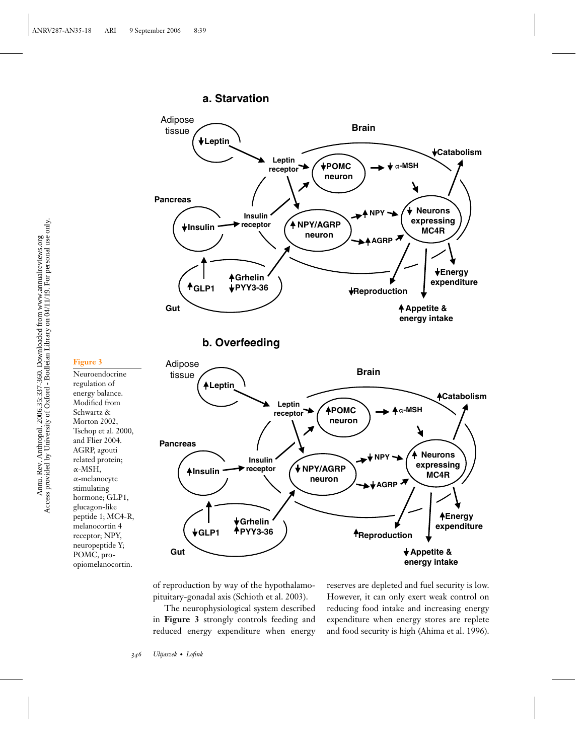**Figure 3**

Neuroendocrine regulation of energy balance. Modified from Schwartz & Morton 2002, Tschop et al. 2000, and Flier 2004. AGRP, agouti related protein; α-MSH, α-melanocyte stimulating hormone; GLP1, glucagon-like peptide 1; MC4-R, melanocortin 4 receptor; NPY, neuropeptide Y; POMC, pro-opiomelanocortin.

of reproduction by way of the hypothalamo-pituitary-gonadal axis (Schioth et al. 2003).

The neurophysiological system described in **Figure 3** strongly controls feeding and reduced energy expenditure when energy reserves are depleted and fuel security is low. However, it can only exert weak control on reducing food intake and increasing energy expenditure when energy stores are replete and food security is high (Ahima et al. 1996).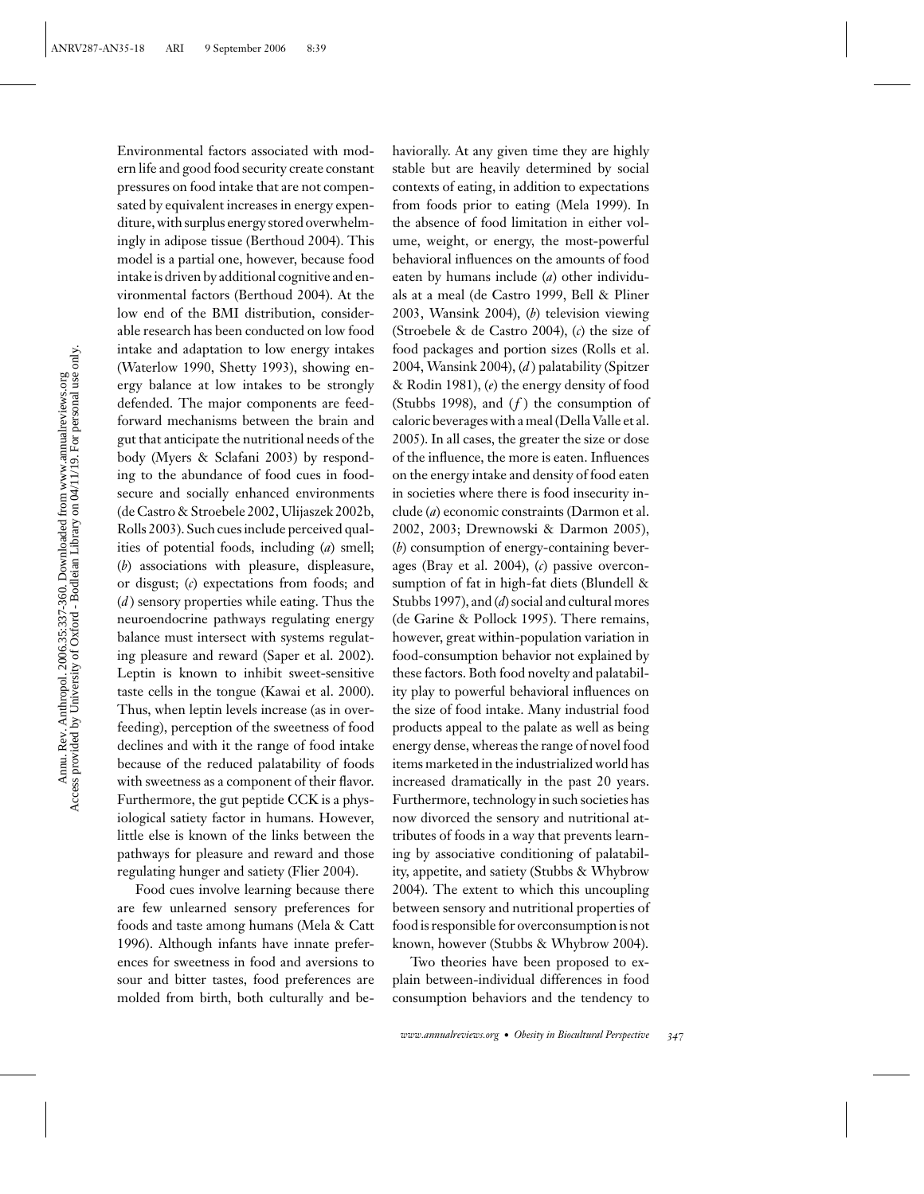Environmental factors associated with modern life and good food security create constant pressures on food intake that are not compensated by equivalent increases in energy expenditure, with surplus energy stored overwhelmingly in adipose tissue (Berthoud 2004). This model is a partial one, however, because food intake is driven by additional cognitive and environmental factors (Berthoud 2004). At the low end of the BMI distribution, considerable research has been conducted on low food intake and adaptation to low energy intakes (Waterlow 1990, Shetty 1993), showing energy balance at low intakes to be strongly defended. The major components are feedforward mechanisms between the brain and gut that anticipate the nutritional needs of the body (Myers & Sclafani 2003) by responding to the abundance of food cues in food-secure and socially enhanced environments (de Castro & Stroebele 2002, Ulijaszek 2002b, Rolls 2003). Such cues include perceived qualities of potential foods, including (*a*) smell; (*b*) associations with pleasure, displeasure, or disgust; (*c*) expectations from foods; and (*d*) sensory properties while eating. Thus the neuroendocrine pathways regulating energy balance must intersect with systems regulating pleasure and reward (Saper et al. 2002). Leptin is known to inhibit sweet-sensitive taste cells in the tongue (Kawai et al. 2000). Thus, when leptin levels increase (as in overfeeding), perception of the sweetness of food declines and with it the range of food intake because of the reduced palatability of foods with sweetness as a component of their flavor. Furthermore, the gut peptide CCK is a physiological satiety factor in humans. However, little else is known of the links between the pathways for pleasure and reward and those regulating hunger and satiety (Flier 2004).

Food cues involve learning because there are few unlearned sensory preferences for foods and taste among humans (Mela & Catt 1996). Although infants have innate preferences for sweetness in food and aversions to sour and bitter tastes, food preferences are molded from birth, both culturally and behaviorally. At any given time they are highly stable but are heavily determined by social contexts of eating, in addition to expectations from foods prior to eating (Mela 1999). In the absence of food limitation in either volume, weight, or energy, the most-powerful behavioral influences on the amounts of food eaten by humans include (*a*) other individuals at a meal (de Castro 1999, Bell & Pliner 2003, Wansink 2004), (*b*) television viewing (Stroebele & de Castro 2004), (*c*) the size of food packages and portion sizes (Rolls et al. 2004, Wansink 2004), (*d*) palatability (Spitzer & Rodin 1981), (*e*) the energy density of food (Stubbs 1998), and (*f*) the consumption of caloric beverages with a meal (Della Valle et al. 2005). In all cases, the greater the size or dose of the influence, the more is eaten. Influences on the energy intake and density of food eaten in societies where there is food insecurity include (*a*) economic constraints (Darmon et al. 2002, 2003; Drewnowski & Darmon 2005), (*b*) consumption of energy-containing beverages (Bray et al. 2004), (*c*) passive overconsumption of fat in high-fat diets (Blundell & Stubbs 1997), and (*d*) social and cultural mores (de Garine & Pollock 1995). There remains, however, great within-population variation in food-consumption behavior not explained by these factors. Both food novelty and palatability play to powerful behavioral influences on the size of food intake. Many industrial food products appeal to the palate as well as being energy dense, whereas the range of novel food items marketed in the industrialized world has increased dramatically in the past 20 years. Furthermore, technology in such societies has now divorced the sensory and nutritional attributes of foods in a way that prevents learning by associative conditioning of palatability, appetite, and satiety (Stubbs & Whybrow 2004). The extent to which this uncoupling between sensory and nutritional properties of food is responsible for overconsumption is not known, however (Stubbs & Whybrow 2004).

Two theories have been proposed to explain between-individual differences in food consumption behaviors and the tendency to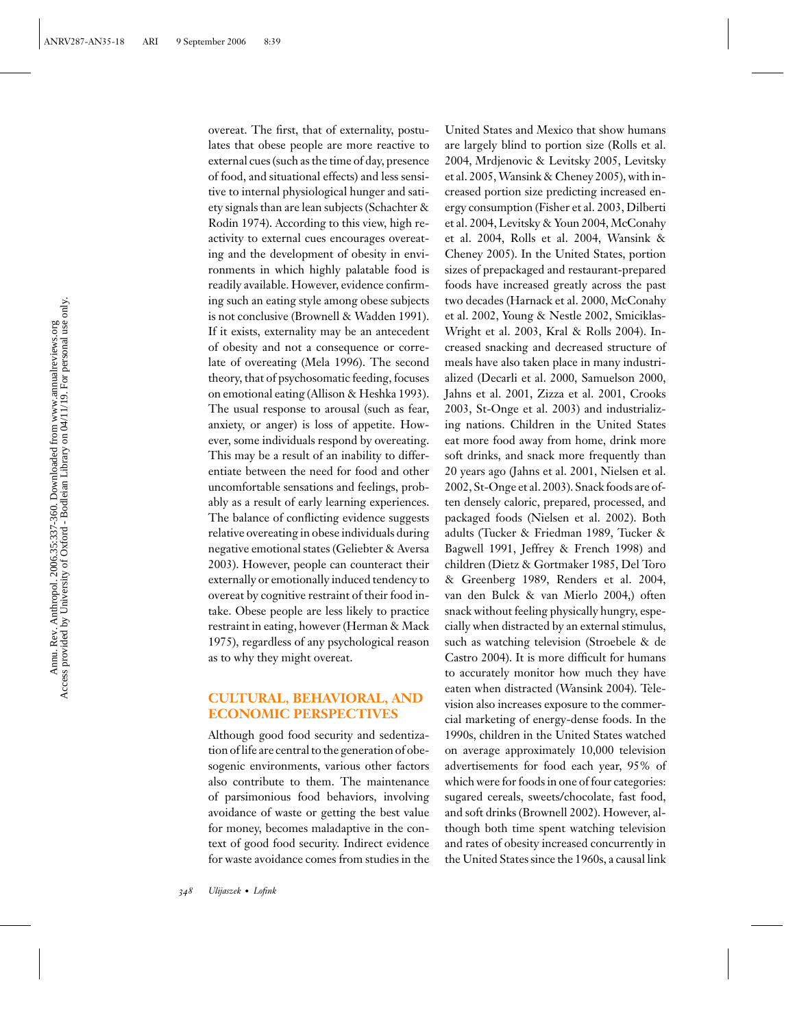overeat. The first, that of externality, postulates that obese people are more reactive to external cues (such as the time of day, presence of food, and situational effects) and less sensitive to internal physiological hunger and satiety signals than are lean subjects (Schachter & Rodin 1974). According to this view, high reactivity to external cues encourages overeating and the development of obesity in environments in which highly palatable food is readily available. However, evidence confirming such an eating style among obese subjects is not conclusive (Brownell & Wadden 1991). If it exists, externality may be an antecedent of obesity and not a consequence or correlate of overeating (Mela 1996). The second theory, that of psychosomatic feeding, focuses on emotional eating (Allison & Heshka 1993). The usual response to arousal (such as fear, anxiety, or anger) is loss of appetite. However, some individuals respond by overeating. This may be a result of an inability to differentiate between the need for food and other uncomfortable sensations and feelings, probably as a result of early learning experiences. The balance of conflicting evidence suggests relative overeating in obese individuals during negative emotional states (Geliebter & Aversa 2003). However, people can counteract their externally or emotionally induced tendency to overeat by cognitive restraint of their food intake. Obese people are less likely to practice restraint in eating, however (Herman & Mack 1975), regardless of any psychological reason as to why they might overeat.

## CULTURAL, BEHAVIORAL, AND ECONOMIC PERSPECTIVES

Although good food security and sedentization of life are central to the generation of obesogenic environments, various other factors also contribute to them. The maintenance of parsimonious food behaviors, involving avoidance of waste or getting the best value for money, becomes maladaptive in the context of good food security. Indirect evidence for waste avoidance comes from studies in the United States and Mexico that show humans are largely blind to portion size (Rolls et al. 2004, Mrdjenovic & Levitsky 2005, Levitsky et al. 2005, Wansink & Cheney 2005), with increased portion size predicting increased energy consumption (Fisher et al. 2003, Dilberti et al. 2004, Levitsky & Youn 2004, McConahy et al. 2004, Rolls et al. 2004, Wansink & Cheney 2005). In the United States, portion sizes of prepackaged and restaurant-prepared foods have increased greatly across the past two decades (Harnack et al. 2000, McConahy et al. 2002, Young & Nestle 2002, Smiciklas-Wright et al. 2003, Kral & Rolls 2004). Increased snacking and decreased structure of meals have also taken place in many industrialized (Decarli et al. 2000, Samuelson 2000, Jahns et al. 2001, Zizza et al. 2001, Crooks 2003, St-Onge et al. 2003) and industrializing nations. Children in the United States eat more food away from home, drink more soft drinks, and snack more frequently than 20 years ago (Jahns et al. 2001, Nielsen et al. 2002, St-Onge et al. 2003). Snack foods are often densely caloric, prepared, processed, and packaged foods (Nielsen et al. 2002). Both adults (Tucker & Friedman 1989, Tucker & Bagwell 1991, Jeffrey & French 1998) and children (Dietz & Gortmaker 1985, Del Toro & Greenberg 1989, Renders et al. 2004, van den Bulck & van Mierlo 2004,) often snack without feeling physically hungry, especially when distracted by an external stimulus, such as watching television (Stroebele & de Castro 2004). It is more difficult for humans to accurately monitor how much they have eaten when distracted (Wansink 2004). Television also increases exposure to the commercial marketing of energy-dense foods. In the 1990s, children in the United States watched on average approximately 10,000 television advertisements for food each year, 95% of which were for foods in one of four categories: sugared cereals, sweets/chocolate, fast food, and soft drinks (Brownell 2002). However, although both time spent watching television and rates of obesity increased concurrently in the United States since the 1960s, a causal link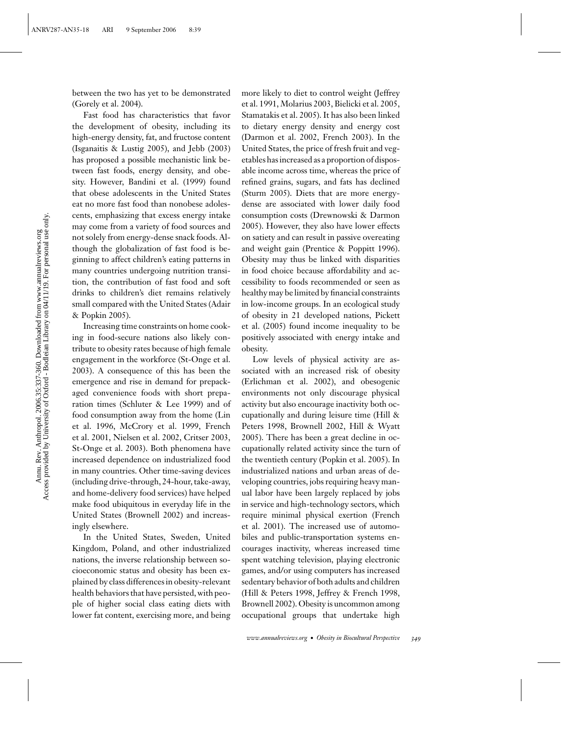between the two has yet to be demonstrated (Gorely et al. 2004).

Fast food has characteristics that favor the development of obesity, including its high-energy density, fat, and fructose content (Isganaitis & Lustig 2005), and Jebb (2003) has proposed a possible mechanistic link between fast foods, energy density, and obesity. However, Bandini et al. (1999) found that obese adolescents in the United States eat no more fast food than nonobese adolescents, emphasizing that excess energy intake may come from a variety of food sources and not solely from energy-dense snack foods. Although the globalization of fast food is beginning to affect children's eating patterns in many countries undergoing nutrition transition, the contribution of fast food and soft drinks to children's diet remains relatively small compared with the United States (Adair & Popkin 2005).

Increasing time constraints on home cooking in food-secure nations also likely contribute to obesity rates because of high female engagement in the workforce (St-Onge et al. 2003). A consequence of this has been the emergence and rise in demand for prepackaged convenience foods with short preparation times (Schluter & Lee 1999) and of food consumption away from the home (Lin et al. 1996, McCrory et al. 1999, French et al. 2001, Nielsen et al. 2002, Critser 2003, St-Onge et al. 2003). Both phenomena have increased dependence on industrialized food in many countries. Other time-saving devices (including drive-through, 24-hour, take-away, and home-delivery food services) have helped make food ubiquitous in everyday life in the United States (Brownell 2002) and increasingly elsewhere.

In the United States, Sweden, United Kingdom, Poland, and other industrialized nations, the inverse relationship between socioeconomic status and obesity has been explained by class differences in obesity-relevant health behaviors that have persisted, with people of higher social class eating diets with lower fat content, exercising more, and being more likely to diet to control weight (Jeffrey et al. 1991, Molarius 2003, Bielicki et al. 2005, Stamatakis et al. 2005). It has also been linked to dietary energy density and energy cost (Darmon et al. 2002, French 2003). In the United States, the price of fresh fruit and vegetables has increased as a proportion of disposable income across time, whereas the price of refined grains, sugars, and fats has declined (Sturm 2005). Diets that are more energy-dense are associated with lower daily food consumption costs (Drewnowski & Darmon 2005). However, they also have lower effects on satiety and can result in passive overeating and weight gain (Prentice & Poppitt 1996). Obesity may thus be linked with disparities in food choice because affordability and accessibility to foods recommended or seen as healthy may be limited by financial constraints in low-income groups. In an ecological study of obesity in 21 developed nations, Pickett et al. (2005) found income inequality to be positively associated with energy intake and obesity.

Low levels of physical activity are associated with an increased risk of obesity (Erlichman et al. 2002), and obesogenic environments not only discourage physical activity but also encourage inactivity both occupationally and during leisure time (Hill & Peters 1998, Brownell 2002, Hill & Wyatt 2005). There has been a great decline in occupationally related activity since the turn of the twentieth century (Popkin et al. 2005). In industrialized nations and urban areas of developing countries, jobs requiring heavy manual labor have been largely replaced by jobs in service and high-technology sectors, which require minimal physical exertion (French et al. 2001). The increased use of automobiles and public-transportation systems encourages inactivity, whereas increased time spent watching television, playing electronic games, and/or using computers has increased sedentary behavior of both adults and children (Hill & Peters 1998, Jeffrey & French 1998, Brownell 2002). Obesity is uncommon among occupational groups that undertake high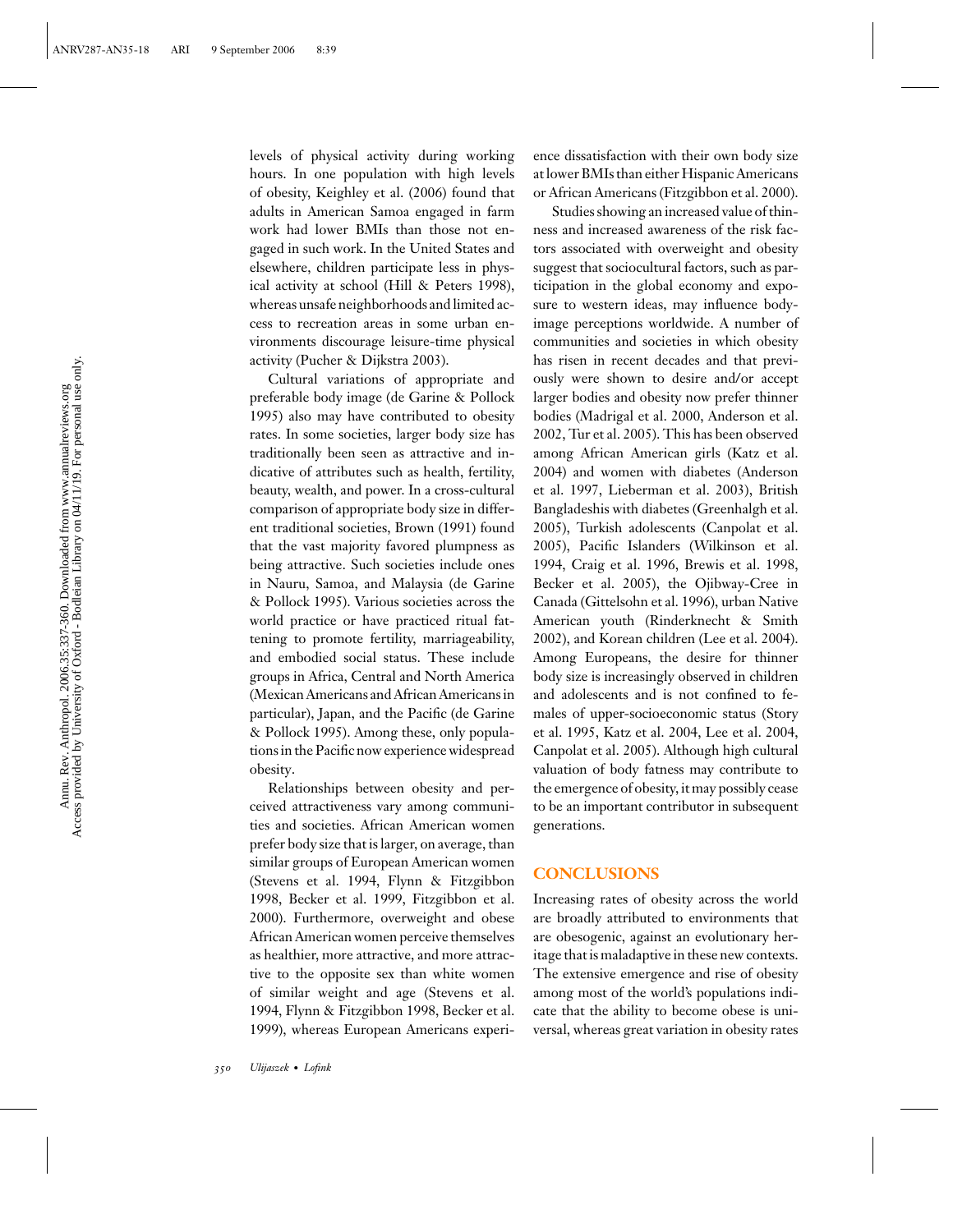levels of physical activity during working hours. In one population with high levels of obesity, Keighley et al. (2006) found that adults in American Samoa engaged in farm work had lower BMIs than those not engaged in such work. In the United States and elsewhere, children participate less in physical activity at school (Hill & Peters 1998), whereas unsafe neighborhoods and limited access to recreation areas in some urban environments discourage leisure-time physical activity (Pucher & Dijkstra 2003).

Cultural variations of appropriate and preferable body image (de Garine & Pollock 1995) also may have contributed to obesity rates. In some societies, larger body size has traditionally been seen as attractive and indicative of attributes such as health, fertility, beauty, wealth, and power. In a cross-cultural comparison of appropriate body size in different traditional societies, Brown (1991) found that the vast majority favored plumpness as being attractive. Such societies include ones in Nauru, Samoa, and Malaysia (de Garine & Pollock 1995). Various societies across the world practice or have practiced ritual fattening to promote fertility, marriageability, and embodied social status. These include groups in Africa, Central and North America (Mexican Americans and African Americans in particular), Japan, and the Pacific (de Garine & Pollock 1995). Among these, only populations in the Pacific now experience widespread obesity.

Relationships between obesity and perceived attractiveness vary among communities and societies. African American women prefer body size that is larger, on average, than similar groups of European American women (Stevens et al. 1994, Flynn & Fitzgibbon 1998, Becker et al. 1999, Fitzgibbon et al. 2000). Furthermore, overweight and obese African American women perceive themselves as healthier, more attractive, and more attractive to the opposite sex than white women of similar weight and age (Stevens et al. 1994, Flynn & Fitzgibbon 1998, Becker et al. 1999), whereas European Americans experience dissatisfaction with their own body size at lower BMIs than either Hispanic Americans or African Americans (Fitzgibbon et al. 2000).

Studies showing an increased value of thinness and increased awareness of the risk factors associated with overweight and obesity suggest that sociocultural factors, such as participation in the global economy and exposure to western ideas, may influence body-image perceptions worldwide. A number of communities and societies in which obesity has risen in recent decades and that previously were shown to desire and/or accept larger bodies and obesity now prefer thinner bodies (Madrigal et al. 2000, Anderson et al. 2002, Tur et al. 2005). This has been observed among African American girls (Katz et al. 2004) and women with diabetes (Anderson et al. 1997, Lieberman et al. 2003), British Bangladeshis with diabetes (Greenhalgh et al. 2005), Turkish adolescents (Canpolat et al. 2005), Pacific Islanders (Wilkinson et al. 1994, Craig et al. 1996, Brewis et al. 1998, Becker et al. 2005), the Ojibway-Cree in Canada (Gittelsohn et al. 1996), urban Native American youth (Rinderknecht & Smith 2002), and Korean children (Lee et al. 2004). Among Europeans, the desire for thinner body size is increasingly observed in children and adolescents and is not confined to females of upper-socioeconomic status (Story et al. 1995, Katz et al. 2004, Lee et al. 2004, Canpolat et al. 2005). Although high cultural valuation of body fatness may contribute to the emergence of obesity, it may possibly cease to be an important contributor in subsequent generations.

## CONCLUSIONS

Increasing rates of obesity across the world are broadly attributed to environments that are obesogenic, against an evolutionary heritage that is maladaptive in these new contexts. The extensive emergence and rise of obesity among most of the world's populations indicate that the ability to become obese is universal, whereas great variation in obesity rates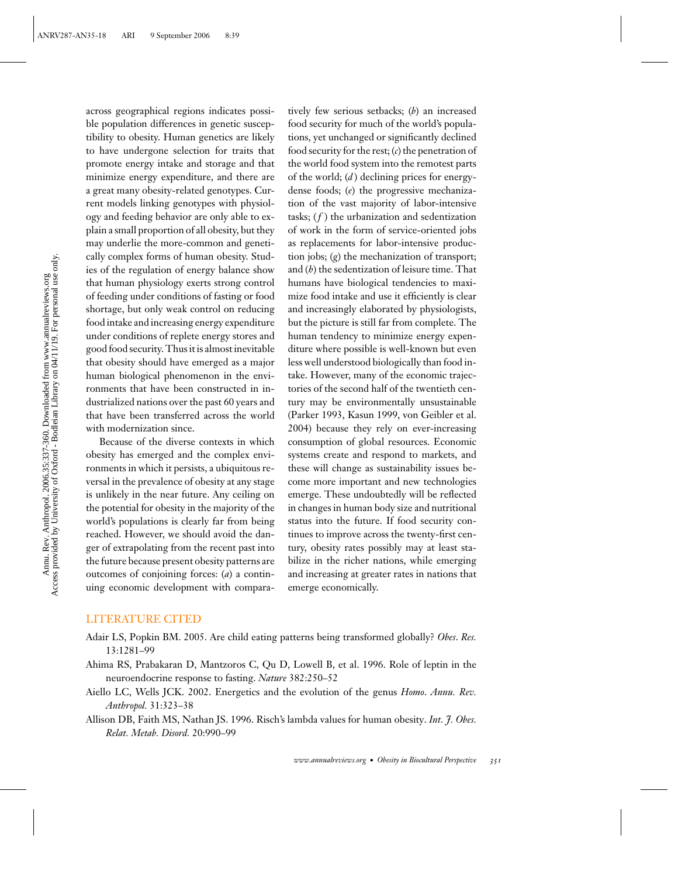across geographical regions indicates possible population differences in genetic susceptibility to obesity. Human genetics are likely to have undergone selection for traits that promote energy intake and storage and that minimize energy expenditure, and there are a great many obesity-related genotypes. Current models linking genotypes with physiology and feeding behavior are only able to explain a small proportion of all obesity, but they may underlie the more-common and genetically complex forms of human obesity. Studies of the regulation of energy balance show that human physiology exerts strong control of feeding under conditions of fasting or food shortage, but only weak control on reducing food intake and increasing energy expenditure under conditions of replete energy stores and good food security. Thus it is almost inevitable that obesity should have emerged as a major human biological phenomenon in the environments that have been constructed in industrialized nations over the past 60 years and that have been transferred across the world with modernization since.

Because of the diverse contexts in which obesity has emerged and the complex environments in which it persists, a ubiquitous reversal in the prevalence of obesity at any stage is unlikely in the near future. Any ceiling on the potential for obesity in the majority of the world's populations is clearly far from being reached. However, we should avoid the danger of extrapolating from the recent past into the future because present obesity patterns are outcomes of conjoining forces: (*a*) a continuing economic development with comparatively few serious setbacks; (*b*) an increased food security for much of the world's populations, yet unchanged or significantly declined food security for the rest; (*c*) the penetration of the world food system into the remotest parts of the world; (*d*) declining prices for energy-dense foods; (*e*) the progressive mechanization of the vast majority of labor-intensive tasks; (*f*) the urbanization and sedentization of work in the form of service-oriented jobs as replacements for labor-intensive production jobs; (*g*) the mechanization of transport; and (*h*) the sedentization of leisure time. That humans have biological tendencies to maximize food intake and use it efficiently is clear and increasingly elaborated by physiologists, but the picture is still far from complete. The human tendency to minimize energy expenditure where possible is well-known but even less well understood biologically than food intake. However, many of the economic trajectories of the second half of the twentieth century may be environmentally unsustainable (Parker 1993, Kasun 1999, von Geibler et al. 2004) because they rely on ever-increasing consumption of global resources. Economic systems create and respond to markets, and these will change as sustainability issues become more important and new technologies emerge. These undoubtedly will be reflected in changes in human body size and nutritional status into the future. If food security continues to improve across the twenty-first century, obesity rates possibly may at least stabilize in the richer nations, while emerging and increasing at greater rates in nations that emerge economically.

## LITERATURE CITED

Adair LS, Popkin BM. 2005. Are child eating patterns being transformed globally? *Obes. Res.* 13:1281–99

Ahima RS, Prabakaran D, Mantzoros C, Qu D, Lowell B, et al. 1996. Role of leptin in the neuroendocrine response to fasting. *Nature* 382:250–52

Aiello LC, Wells JCK. 2002. Energetics and the evolution of the genus *Homo*. *Annu. Rev. Anthropol.* 31:323–38

Allison DB, Faith MS, Nathan JS. 1996. Risch's lambda values for human obesity. *Int. J. Obes. Relat. Metab. Disord.* 20:990–99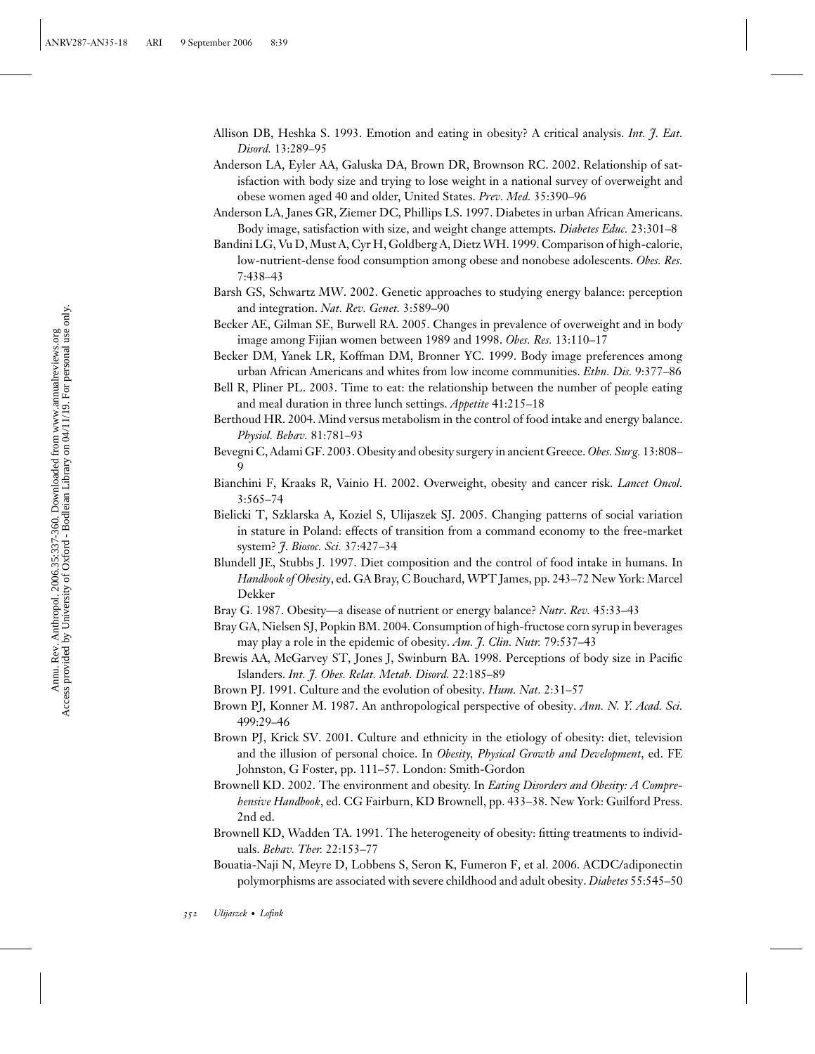Allison DB, Heshka S. 1993. Emotion and eating in obesity? A critical analysis. *Int. J. Eat. Disord.* 13:289–95

Anderson LA, Eyler AA, Galuska DA, Brown DR, Brownson RC. 2002. Relationship of satisfaction with body size and trying to lose weight in a national survey of overweight and obese women aged 40 and older, United States. *Prev. Med.* 35:390–96

Anderson LA, Janes GR, Ziemer DC, Phillips LS. 1997. Diabetes in urban African Americans. Body image, satisfaction with size, and weight change attempts. *Diabetes Educ.* 23:301–8

Bandini LG, Vu D, Must A, Cyr H, Goldberg A, Dietz WH. 1999. Comparison of high-calorie, low-nutrient-dense food consumption among obese and nonobese adolescents. *Obes. Res.* 7:438–43

Barsh GS, Schwartz MW. 2002. Genetic approaches to studying energy balance: perception and integration. *Nat. Rev. Genet.* 3:589–90

Becker AE, Gilman SE, Burwell RA. 2005. Changes in prevalence of overweight and in body image among Fijian women between 1989 and 1998. *Obes. Res.* 13:110–17

Becker DM, Yanek LR, Koffman DM, Bronner YC. 1999. Body image preferences among urban African Americans and whites from low income communities. *Ethn. Dis.* 9:377–86

Bell R, Pliner PL. 2003. Time to eat: the relationship between the number of people eating and meal duration in three lunch settings. *Appetite* 41:215–18

Berthoud HR. 2004. Mind versus metabolism in the control of food intake and energy balance. *Physiol. Behav.* 81:781–93

Bevegni C, Adami GF. 2003. Obesity and obesity surgery in ancient Greece. *Obes. Surg.* 13:808–9

Bianchini F, Kraaks R, Vainio H. 2002. Overweight, obesity and cancer risk. *Lancet Oncol.* 3:565–74

Bielicki T, Szklarska A, Koziel S, Ulijaszek SJ. 2005. Changing patterns of social variation in stature in Poland: effects of transition from a command economy to the free-market system? *J. Biosoc. Sci.* 37:427–34

Blundell JE, Stubbs J. 1997. Diet composition and the control of food intake in humans. In *Handbook of Obesity*, ed. GA Bray, C Bouchard, WPT James, pp. 243–72 New York: Marcel Dekker

Bray G. 1987. Obesity—a disease of nutrient or energy balance? *Nutr. Rev.* 45:33–43

Bray GA, Nielsen SJ, Popkin BM. 2004. Consumption of high-fructose corn syrup in beverages may play a role in the epidemic of obesity. *Am. J. Clin. Nutr.* 79:537–43

Brewis AA, McGarvey ST, Jones J, Swinburn BA. 1998. Perceptions of body size in Pacific Islanders. *Int. J. Obes. Relat. Metab. Disord.* 22:185–89

Brown PJ. 1991. Culture and the evolution of obesity. *Hum. Nat.* 2:31–57

Brown PJ, Konner M. 1987. An anthropological perspective of obesity. *Ann. N. Y. Acad. Sci.* 499:29–46

Brown PJ, Krick SV. 2001. Culture and ethnicity in the etiology of obesity: diet, television and the illusion of personal choice. In *Obesity, Physical Growth and Development*, ed. FE Johnston, G Foster, pp. 111–57. London: Smith-Gordon

Brownell KD. 2002. The environment and obesity. In *Eating Disorders and Obesity: A Comprehensive Handbook*, ed. CG Fairburn, KD Brownell, pp. 433–38. New York: Guilford Press. 2nd ed.

Brownell KD, Wadden TA. 1991. The heterogeneity of obesity: fitting treatments to individuals. *Behav. Ther.* 22:153–77

Bouatia-Naji N, Meyre D, Lobbens S, Seron K, Fumeron F, et al. 2006. ACDC/adiponectin polymorphisms are associated with severe childhood and adult obesity. *Diabetes* 55:545–50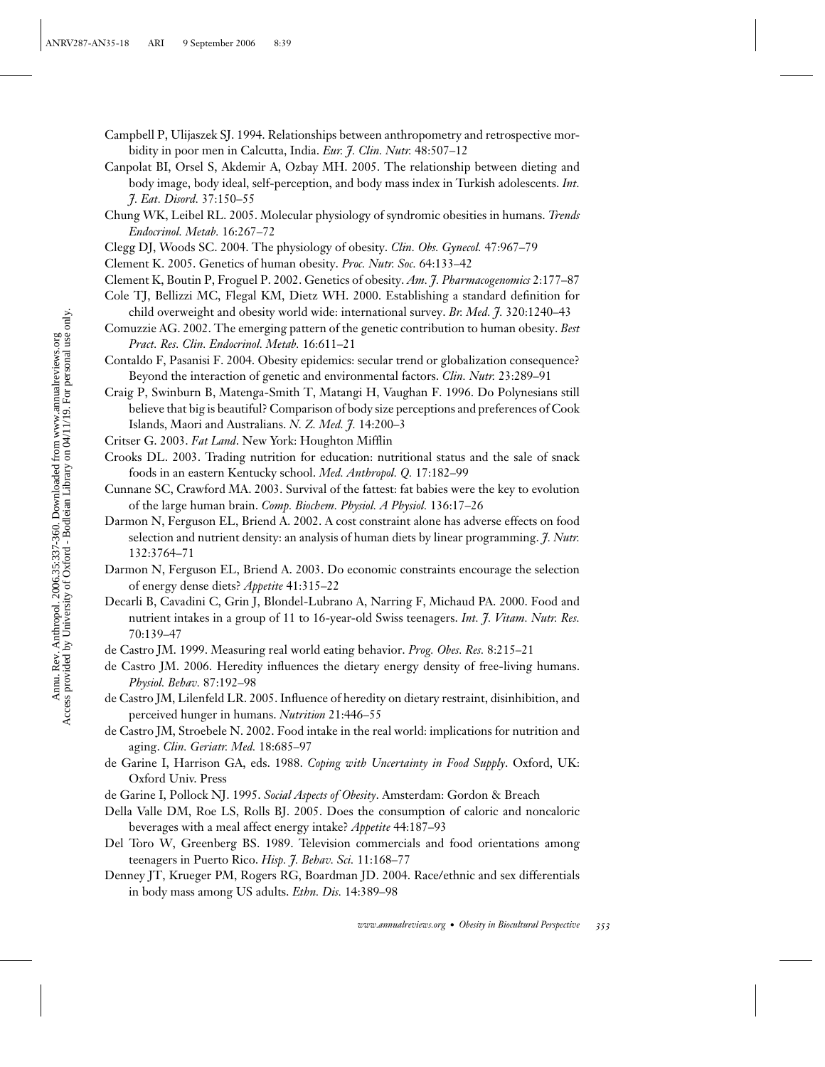Campbell P, Ulijaszek SJ. 1994. Relationships between anthropometry and retrospective morbidity in poor men in Calcutta, India. *Eur. J. Clin. Nutr.* 48:507–12

Canpolat BI, Orsel S, Akdemir A, Ozbay MH. 2005. The relationship between dieting and body image, body ideal, self-perception, and body mass index in Turkish adolescents. *Int. J. Eat. Disord.* 37:150–55

Chung WK, Leibel RL. 2005. Molecular physiology of syndromic obesities in humans. *Trends Endocrinol. Metab.* 16:267–72

Clegg DJ, Woods SC. 2004. The physiology of obesity. *Clin. Obs. Gynecol.* 47:967–79

Clement K. 2005. Genetics of human obesity. *Proc. Nutr. Soc.* 64:133–42

Clement K, Boutin P, Froguel P. 2002. Genetics of obesity. *Am. J. Pharmacogenomics* 2:177–87

Cole TJ, Bellizzi MC, Flegal KM, Dietz WH. 2000. Establishing a standard definition for child overweight and obesity world wide: international survey. *Br. Med. J.* 320:1240–43

Comuzzie AG. 2002. The emerging pattern of the genetic contribution to human obesity. *Best Pract. Res. Clin. Endocrinol. Metab.* 16:611–21

Contaldo F, Pasanisi F. 2004. Obesity epidemics: secular trend or globalization consequence? Beyond the interaction of genetic and environmental factors. *Clin. Nutr.* 23:289–91

Craig P, Swinburn B, Matenga-Smith T, Matangi H, Vaughan F. 1996. Do Polynesians still believe that big is beautiful? Comparison of body size perceptions and preferences of Cook Islands, Maori and Australians. *N. Z. Med. J.* 14:200–3

Critser G. 2003. *Fat Land*. New York: Houghton Mifflin

Crooks DL. 2003. Trading nutrition for education: nutritional status and the sale of snack foods in an eastern Kentucky school. *Med. Anthropol. Q.* 17:182–99

Cunnane SC, Crawford MA. 2003. Survival of the fattest: fat babies were the key to evolution of the large human brain. *Comp. Biochem. Physiol. A Physiol.* 136:17–26

Darmon N, Ferguson EL, Briend A. 2002. A cost constraint alone has adverse effects on food selection and nutrient density: an analysis of human diets by linear programming. *J. Nutr.* 132:3764–71

Darmon N, Ferguson EL, Briend A. 2003. Do economic constraints encourage the selection of energy dense diets? *Appetite* 41:315–22

Decarli B, Cavadini C, Grin J, Blondel-Lubrano A, Narring F, Michaud PA. 2000. Food and nutrient intakes in a group of 11 to 16-year-old Swiss teenagers. *Int. J. Vitam. Nutr. Res.* 70:139–47

de Castro JM. 1999. Measuring real world eating behavior. *Prog. Obes. Res.* 8:215–21

de Castro JM. 2006. Heredity influences the dietary energy density of free-living humans. *Physiol. Behav.* 87:192–98

de Castro JM, Lilenfeld LR. 2005. Influence of heredity on dietary restraint, disinhibition, and perceived hunger in humans. *Nutrition* 21:446–55

de Castro JM, Stroebele N. 2002. Food intake in the real world: implications for nutrition and aging. *Clin. Geriatr. Med.* 18:685–97

de Garine I, Harrison GA, eds. 1988. *Coping with Uncertainty in Food Supply*. Oxford, UK: Oxford Univ. Press

de Garine I, Pollock NJ. 1995. *Social Aspects of Obesity*. Amsterdam: Gordon & Breach

Della Valle DM, Roe LS, Rolls BJ. 2005. Does the consumption of caloric and noncaloric beverages with a meal affect energy intake? *Appetite* 44:187–93

Del Toro W, Greenberg BS. 1989. Television commercials and food orientations among teenagers in Puerto Rico. *Hisp. J. Behav. Sci.* 11:168–77

Denney JT, Krueger PM, Rogers RG, Boardman JD. 2004. Race/ethnic and sex differentials in body mass among US adults. *Ethn. Dis.* 14:389–98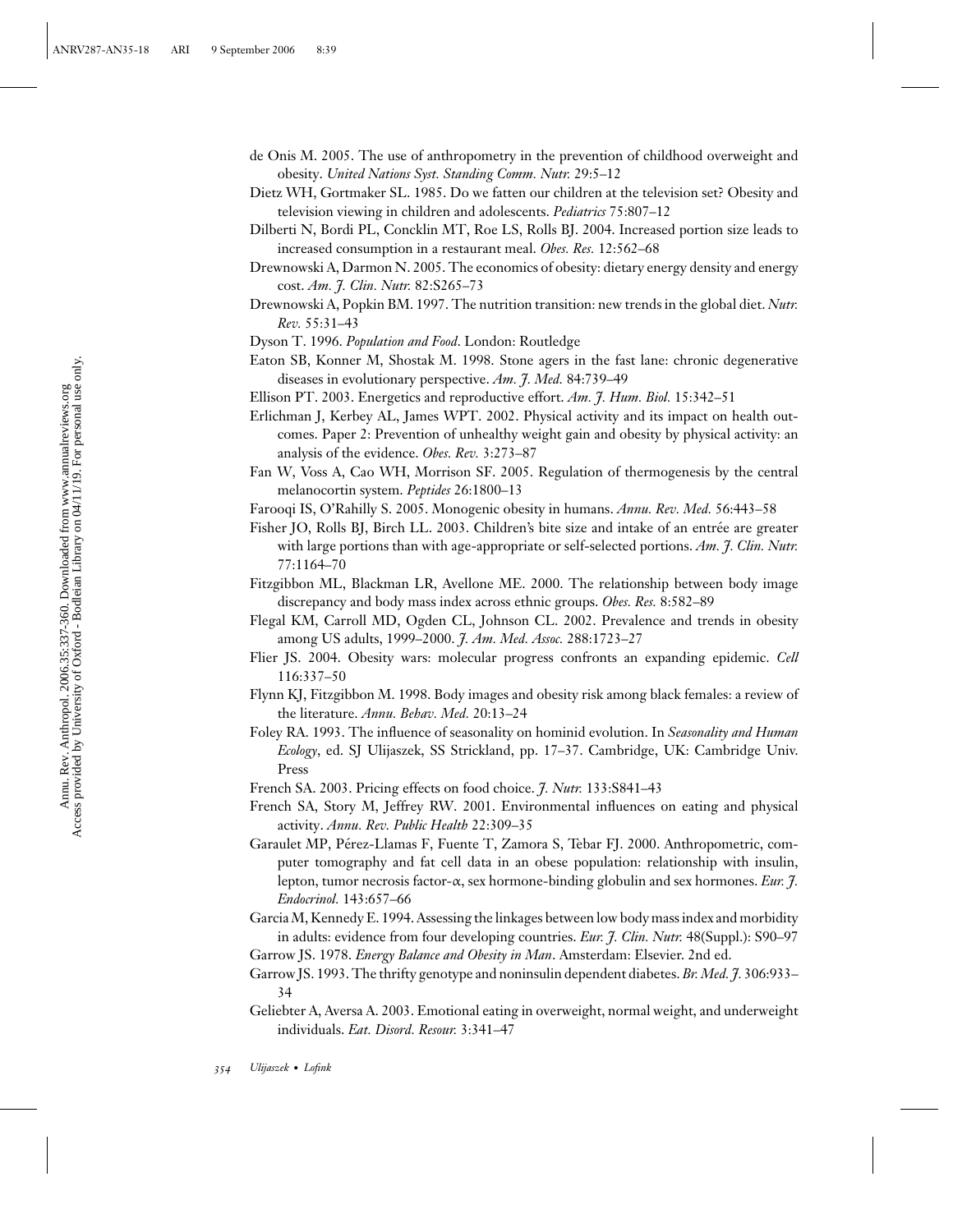de Onis M. 2005. The use of anthropometry in the prevention of childhood overweight and obesity. *United Nations Syst. Standing Comm. Nutr.* 29:5–12

Dietz WH, Gortmaker SL. 1985. Do we fatten our children at the television set? Obesity and television viewing in children and adolescents. *Pediatrics* 75:807–12

Dilberti N, Bordi PL, Concklin MT, Roe LS, Rolls BJ. 2004. Increased portion size leads to increased consumption in a restaurant meal. *Obes. Res.* 12:562–68

Drewnowski A, Darmon N. 2005. The economics of obesity: dietary energy density and energy cost. *Am. J. Clin. Nutr.* 82:S265–73

Drewnowski A, Popkin BM. 1997. The nutrition transition: new trends in the global diet. *Nutr. Rev.* 55:31–43

Dyson T. 1996. *Population and Food*. London: Routledge

Eaton SB, Konner M, Shostak M. 1998. Stone agers in the fast lane: chronic degenerative diseases in evolutionary perspective. *Am. J. Med.* 84:739–49

Ellison PT. 2003. Energetics and reproductive effort. *Am. J. Hum. Biol.* 15:342–51

Erlichman J, Kerbey AL, James WPT. 2002. Physical activity and its impact on health outcomes. Paper 2: Prevention of unhealthy weight gain and obesity by physical activity: an analysis of the evidence. *Obes. Rev.* 3:273–87

Fan W, Voss A, Cao WH, Morrison SF. 2005. Regulation of thermogenesis by the central melanocortin system. *Peptides* 26:1800–13

Farooqi IS, O'Rahilly S. 2005. Monogenic obesity in humans. *Annu. Rev. Med.* 56:443–58

Fisher JO, Rolls BJ, Birch LL. 2003. Children's bite size and intake of an entrée are greater with large portions than with age-appropriate or self-selected portions. *Am. J. Clin. Nutr.* 77:1164–70

Fitzgibbon ML, Blackman LR, Avellone ME. 2000. The relationship between body image discrepancy and body mass index across ethnic groups. *Obes. Res.* 8:582–89

Flegal KM, Carroll MD, Ogden CL, Johnson CL. 2002. Prevalence and trends in obesity among US adults, 1999–2000. *J. Am. Med. Assoc.* 288:1723–27

Flier JS. 2004. Obesity wars: molecular progress confronts an expanding epidemic. *Cell* 116:337–50

Flynn KJ, Fitzgibbon M. 1998. Body images and obesity risk among black females: a review of the literature. *Annu. Behav. Med.* 20:13–24

Foley RA. 1993. The influence of seasonality on hominid evolution. In *Seasonality and Human Ecology*, ed. SJ Ulijaszek, SS Strickland, pp. 17–37. Cambridge, UK: Cambridge Univ. Press

French SA. 2003. Pricing effects on food choice. *J. Nutr.* 133:S841–43

French SA, Story M, Jeffrey RW. 2001. Environmental influences on eating and physical activity. *Annu. Rev. Public Health* 22:309–35

Garaulet MP, Pérez-Llamas F, Fuente T, Zamora S, Tebar FJ. 2000. Anthropometric, computer tomography and fat cell data in an obese population: relationship with insulin, lepton, tumor necrosis factor-α, sex hormone-binding globulin and sex hormones. *Eur. J. Endocrinol.* 143:657–66

Garcia M, Kennedy E. 1994. Assessing the linkages between low body mass index and morbidity in adults: evidence from four developing countries. *Eur. J. Clin. Nutr.* 48(Suppl.): S90–97

Garrow JS. 1978. *Energy Balance and Obesity in Man*. Amsterdam: Elsevier. 2nd ed.

Garrow JS. 1993. The thrifty genotype and noninsulin dependent diabetes. *Br. Med. J.* 306:933–34

Geliebter A, Aversa A. 2003. Emotional eating in overweight, normal weight, and underweight individuals. *Eat. Disord. Resour.* 3:341–47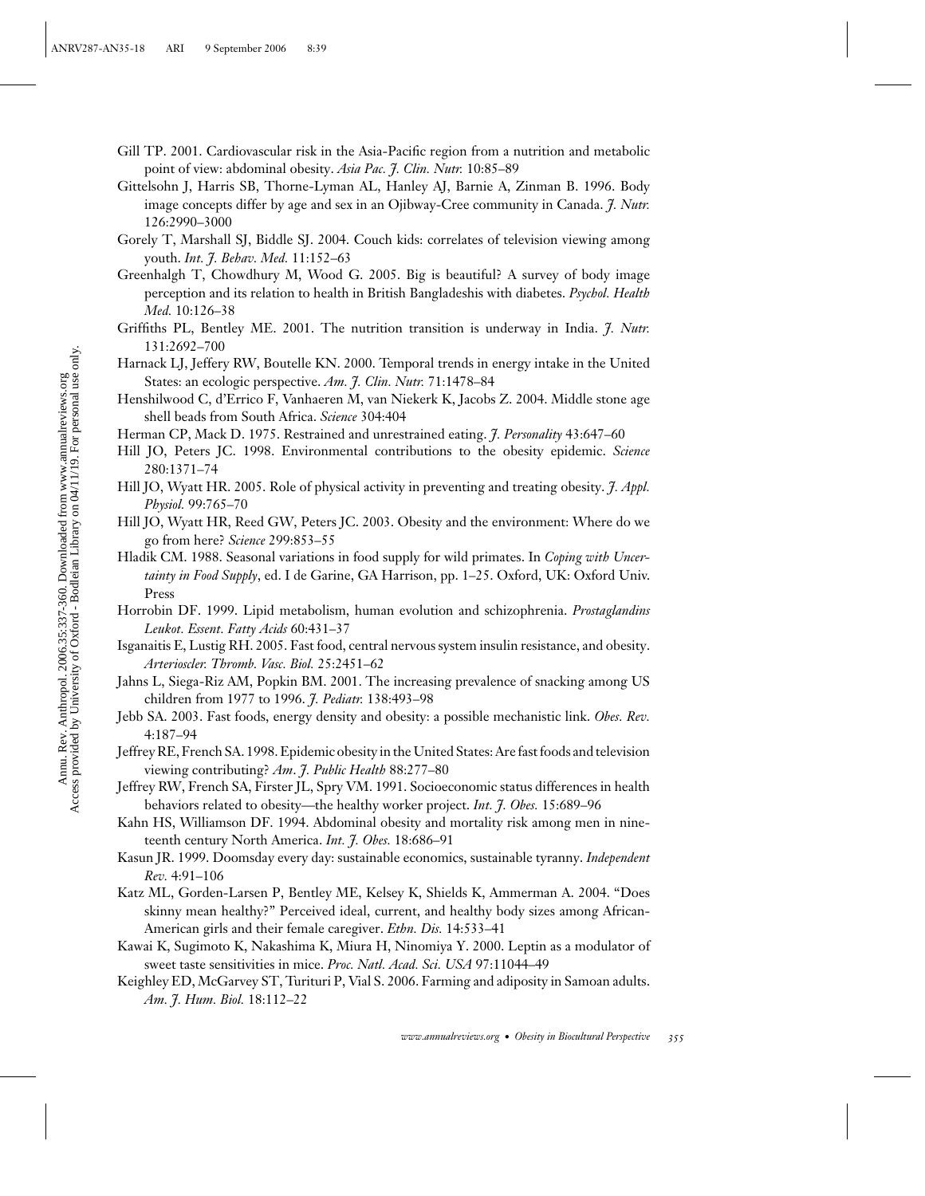Gill TP. 2001. Cardiovascular risk in the Asia-Pacific region from a nutrition and metabolic point of view: abdominal obesity. *Asia Pac. J. Clin. Nutr.* 10:85–89

Gittelsohn J, Harris SB, Thorne-Lyman AL, Hanley AJ, Barnie A, Zinman B. 1996. Body image concepts differ by age and sex in an Ojibway-Cree community in Canada. *J. Nutr.* 126:2990–3000

Gorely T, Marshall SJ, Biddle SJ. 2004. Couch kids: correlates of television viewing among youth. *Int. J. Behav. Med.* 11:152–63

Greenhalgh T, Chowdhury M, Wood G. 2005. Big is beautiful? A survey of body image perception and its relation to health in British Bangladeshis with diabetes. *Psychol. Health Med.* 10:126–38

Griffiths PL, Bentley ME. 2001. The nutrition transition is underway in India. *J. Nutr.* 131:2692–700

Harnack LJ, Jeffery RW, Boutelle KN. 2000. Temporal trends in energy intake in the United States: an ecologic perspective. *Am. J. Clin. Nutr.* 71:1478–84

Henshilwood C, d'Errico F, Vanhaeren M, van Niekerk K, Jacobs Z. 2004. Middle stone age shell beads from South Africa. *Science* 304:404

Herman CP, Mack D. 1975. Restrained and unrestrained eating. *J. Personality* 43:647–60

Hill JO, Peters JC. 1998. Environmental contributions to the obesity epidemic. *Science* 280:1371–74

Hill JO, Wyatt HR. 2005. Role of physical activity in preventing and treating obesity. *J. Appl. Physiol.* 99:765–70

Hill JO, Wyatt HR, Reed GW, Peters JC. 2003. Obesity and the environment: Where do we go from here? *Science* 299:853–55

Hladik CM. 1988. Seasonal variations in food supply for wild primates. In *Coping with Uncertainty in Food Supply*, ed. I de Garine, GA Harrison, pp. 1–25. Oxford, UK: Oxford Univ. Press

Horrobin DF. 1999. Lipid metabolism, human evolution and schizophrenia. *Prostaglandins Leukot. Essent. Fatty Acids* 60:431–37

Isganaitis E, Lustig RH. 2005. Fast food, central nervous system insulin resistance, and obesity. *Arterioscler. Thromb. Vasc. Biol.* 25:2451–62

Jahns L, Siega-Riz AM, Popkin BM. 2001. The increasing prevalence of snacking among US children from 1977 to 1996. *J. Pediatr.* 138:493–98

Jebb SA. 2003. Fast foods, energy density and obesity: a possible mechanistic link. *Obes. Rev.* 4:187–94

Jeffrey RE, French SA. 1998. Epidemic obesity in the United States: Are fast foods and television viewing contributing? *Am. J. Public Health* 88:277–80

Jeffrey RW, French SA, Firster JL, Spry VM. 1991. Socioeconomic status differences in health behaviors related to obesity—the healthy worker project. *Int. J. Obes.* 15:689–96

Kahn HS, Williamson DF. 1994. Abdominal obesity and mortality risk among men in nineteenth century North America. *Int. J. Obes.* 18:686–91

Kasun JR. 1999. Doomsday every day: sustainable economics, sustainable tyranny. *Independent Rev.* 4:91–106

Katz ML, Gorden-Larsen P, Bentley ME, Kelsey K, Shields K, Ammerman A. 2004. "Does skinny mean healthy?" Perceived ideal, current, and healthy body sizes among African-American girls and their female caregiver. *Ethn. Dis.* 14:533–41

Kawai K, Sugimoto K, Nakashima K, Miura H, Ninomiya Y. 2000. Leptin as a modulator of sweet taste sensitivities in mice. *Proc. Natl. Acad. Sci. USA* 97:11044–49

Keighley ED, McGarvey ST, Turituri P, Vial S. 2006. Farming and adiposity in Samoan adults. *Am. J. Hum. Biol.* 18:112–22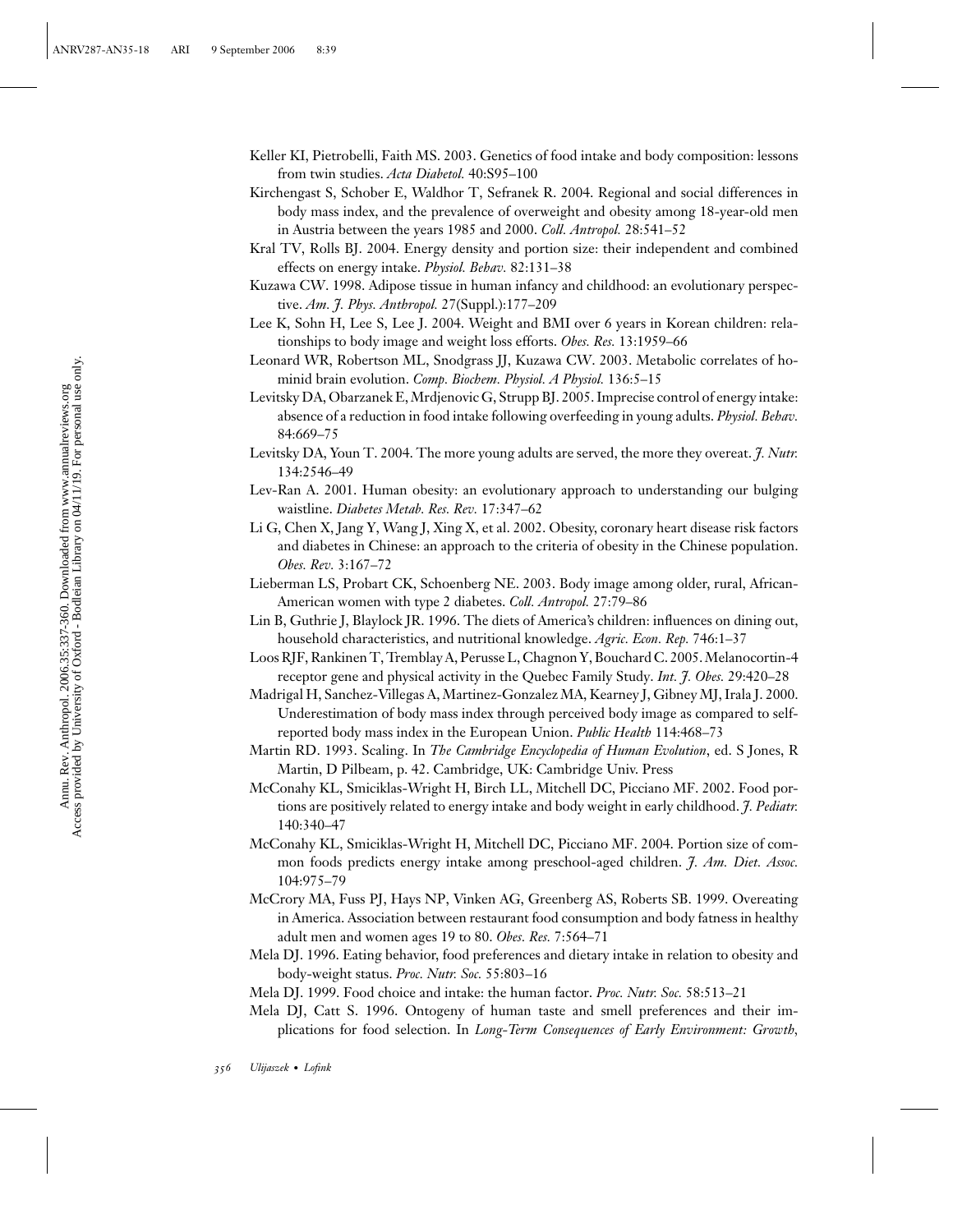Keller KI, Pietrobelli, Faith MS. 2003. Genetics of food intake and body composition: lessons from twin studies. *Acta Diabetol.* 40:S95–100

Kirchengast S, Schober E, Waldhor T, Sefranek R. 2004. Regional and social differences in body mass index, and the prevalence of overweight and obesity among 18-year-old men in Austria between the years 1985 and 2000. *Coll. Antropol.* 28:541–52

Kral TV, Rolls BJ. 2004. Energy density and portion size: their independent and combined effects on energy intake. *Physiol. Behav.* 82:131–38

Kuzawa CW. 1998. Adipose tissue in human infancy and childhood: an evolutionary perspective. *Am. J. Phys. Anthropol.* 27(Suppl.):177–209

Lee K, Sohn H, Lee S, Lee J. 2004. Weight and BMI over 6 years in Korean children: relationships to body image and weight loss efforts. *Obes. Res.* 13:1959–66

Leonard WR, Robertson ML, Snodgrass JJ, Kuzawa CW. 2003. Metabolic correlates of hominid brain evolution. *Comp. Biochem. Physiol. A Physiol.* 136:5–15

Levitsky DA, Obarzanek E, Mrdjenovic G, Strupp BJ. 2005. Imprecise control of energy intake: absence of a reduction in food intake following overfeeding in young adults. *Physiol. Behav.* 84:669–75

Levitsky DA, Youn T. 2004. The more young adults are served, the more they overeat. *J. Nutr.* 134:2546–49

Lev-Ran A. 2001. Human obesity: an evolutionary approach to understanding our bulging waistline. *Diabetes Metab. Res. Rev.* 17:347–62

Li G, Chen X, Jang Y, Wang J, Xing X, et al. 2002. Obesity, coronary heart disease risk factors and diabetes in Chinese: an approach to the criteria of obesity in the Chinese population. *Obes. Rev.* 3:167–72

Lieberman LS, Probart CK, Schoenberg NE. 2003. Body image among older, rural, African-American women with type 2 diabetes. *Coll. Antropol.* 27:79–86

Lin B, Guthrie J, Blaylock JR. 1996. The diets of America's children: influences on dining out, household characteristics, and nutritional knowledge. *Agric. Econ. Rep.* 746:1–37

Loos RJF, Rankinen T, Tremblay A, Perusse L, Chagnon Y, Bouchard C. 2005. Melanocortin-4 receptor gene and physical activity in the Quebec Family Study. *Int. J. Obes.* 29:420–28

Madrigal H, Sanchez-Villegas A, Martinez-Gonzalez MA, Kearney J, Gibney MJ, Irala J. 2000. Underestimation of body mass index through perceived body image as compared to self-reported body mass index in the European Union. *Public Health* 114:468–73

Martin RD. 1993. Scaling. In *The Cambridge Encyclopedia of Human Evolution*, ed. S Jones, R Martin, D Pilbeam, p. 42. Cambridge, UK: Cambridge Univ. Press

McConahy KL, Smiciklas-Wright H, Birch LL, Mitchell DC, Picciano MF. 2002. Food portions are positively related to energy intake and body weight in early childhood. *J. Pediatr.* 140:340–47

McConahy KL, Smiciklas-Wright H, Mitchell DC, Picciano MF. 2004. Portion size of common foods predicts energy intake among preschool-aged children. *J. Am. Diet. Assoc.* 104:975–79

McCrory MA, Fuss PJ, Hays NP, Vinken AG, Greenberg AS, Roberts SB. 1999. Overeating in America. Association between restaurant food consumption and body fatness in healthy adult men and women ages 19 to 80. *Obes. Res.* 7:564–71

Mela DJ. 1996. Eating behavior, food preferences and dietary intake in relation to obesity and body-weight status. *Proc. Nutr. Soc.* 55:803–16

Mela DJ. 1999. Food choice and intake: the human factor. *Proc. Nutr. Soc.* 58:513–21

Mela DJ, Catt S. 1996. Ontogeny of human taste and smell preferences and their implications for food selection. In *Long-Term Consequences of Early Environment: Growth,*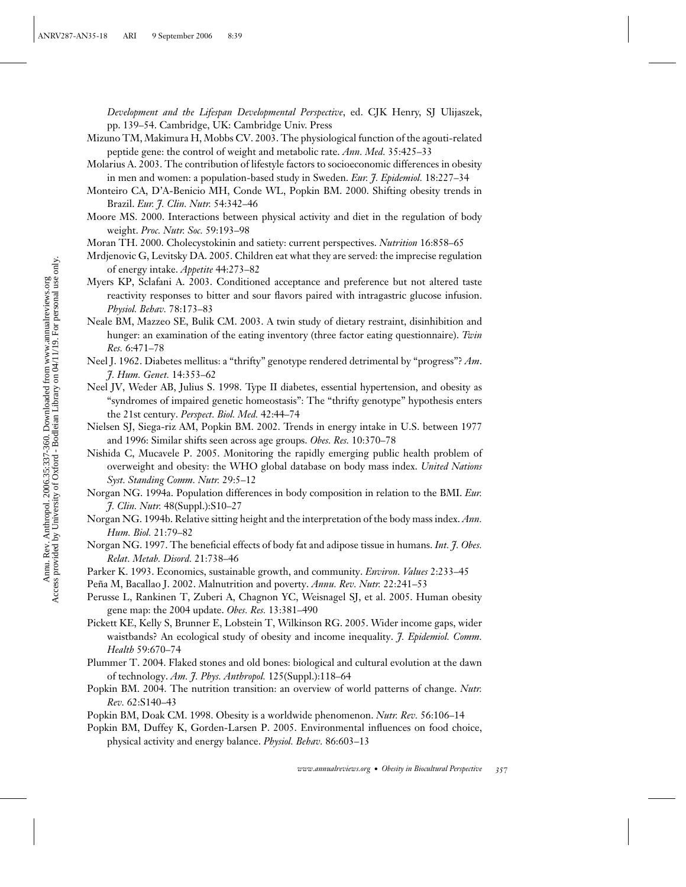*Development and the Lifespan Developmental Perspective*, ed. CJK Henry, SJ Ulijaszek, pp. 139–54. Cambridge, UK: Cambridge Univ. Press

Mizuno TM, Makimura H, Mobbs CV. 2003. The physiological function of the agouti-related peptide gene: the control of weight and metabolic rate. *Ann. Med.* 35:425–33

Molarius A. 2003. The contribution of lifestyle factors to socioeconomic differences in obesity in men and women: a population-based study in Sweden. *Eur. J. Epidemiol.* 18:227–34

Monteiro CA, D'A-Benicio MH, Conde WL, Popkin BM. 2000. Shifting obesity trends in Brazil. *Eur. J. Clin. Nutr.* 54:342–46

Moore MS. 2000. Interactions between physical activity and diet in the regulation of body weight. *Proc. Nutr. Soc.* 59:193–98

Moran TH. 2000. Cholecystokinin and satiety: current perspectives. *Nutrition* 16:858–65

Mrdjenovic G, Levitsky DA. 2005. Children eat what they are served: the imprecise regulation of energy intake. *Appetite* 44:273–82

Myers KP, Sclafani A. 2003. Conditioned acceptance and preference but not altered taste reactivity responses to bitter and sour flavors paired with intragastric glucose infusion. *Physiol. Behav.* 78:173–83

Neale BM, Mazzeo SE, Bulik CM. 2003. A twin study of dietary restraint, disinhibition and hunger: an examination of the eating inventory (three factor eating questionnaire). *Twin Res.* 6:471–78

Neel J. 1962. Diabetes mellitus: a "thrifty" genotype rendered detrimental by "progress"? *Am. J. Hum. Genet.* 14:353–62

Neel JV, Weder AB, Julius S. 1998. Type II diabetes, essential hypertension, and obesity as "syndromes of impaired genetic homeostasis": The "thrifty genotype" hypothesis enters the 21st century. *Perspect. Biol. Med.* 42:44–74

Nielsen SJ, Siega-riz AM, Popkin BM. 2002. Trends in energy intake in U.S. between 1977 and 1996: Similar shifts seen across age groups. *Obes. Res.* 10:370–78

Nishida C, Mucavele P. 2005. Monitoring the rapidly emerging public health problem of overweight and obesity: the WHO global database on body mass index. *United Nations Syst. Standing Comm. Nutr.* 29:5–12

Norgan NG. 1994a. Population differences in body composition in relation to the BMI. *Eur. J. Clin. Nutr.* 48(Suppl.):S10–27

Norgan NG. 1994b. Relative sitting height and the interpretation of the body mass index. *Ann. Hum. Biol.* 21:79–82

Norgan NG. 1997. The beneficial effects of body fat and adipose tissue in humans. *Int. J. Obes. Relat. Metab. Disord.* 21:738–46

Parker K. 1993. Economics, sustainable growth, and community. *Environ. Values* 2:233–45

Peña M, Bacallao J. 2002. Malnutrition and poverty. *Annu. Rev. Nutr.* 22:241–53

Perusse L, Rankinen T, Zuberi A, Chagnon YC, Weisnagel SJ, et al. 2005. Human obesity gene map: the 2004 update. *Obes. Res.* 13:381–490

Pickett KE, Kelly S, Brunner E, Lobstein T, Wilkinson RG. 2005. Wider income gaps, wider waistbands? An ecological study of obesity and income inequality. *J. Epidemiol. Comm. Health* 59:670–74

Plummer T. 2004. Flaked stones and old bones: biological and cultural evolution at the dawn of technology. *Am. J. Phys. Anthropol.* 125(Suppl.):118–64

Popkin BM. 2004. The nutrition transition: an overview of world patterns of change. *Nutr. Rev.* 62:S140–43

Popkin BM, Doak CM. 1998. Obesity is a worldwide phenomenon. *Nutr. Rev.* 56:106–14

Popkin BM, Duffey K, Gorden-Larsen P. 2005. Environmental influences on food choice, physical activity and energy balance. *Physiol. Behav.* 86:603–13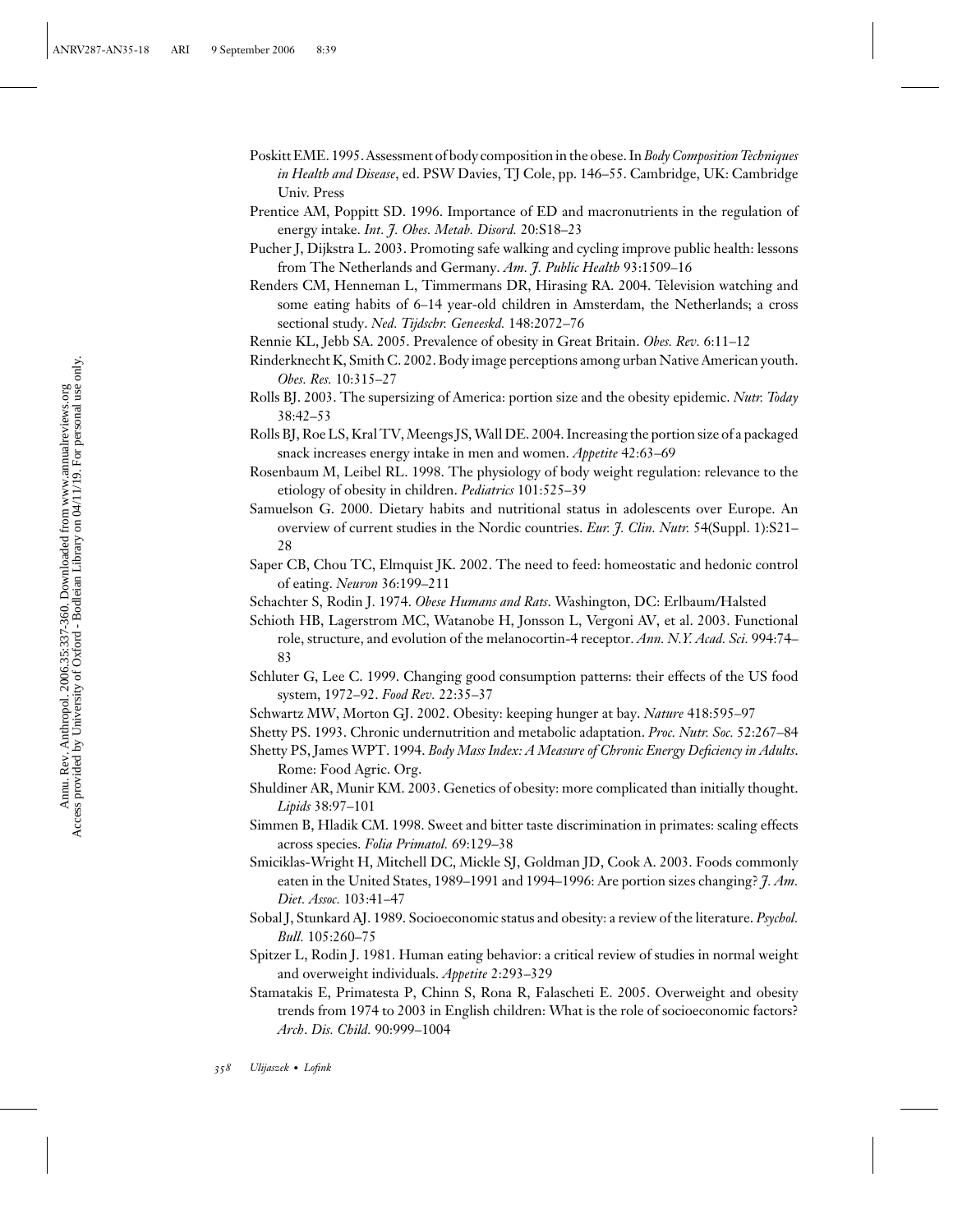Poskitt EME. 1995. Assessment of body composition in the obese. In *Body Composition Techniques in Health and Disease*, ed. PSW Davies, TJ Cole, pp. 146–55. Cambridge, UK: Cambridge Univ. Press

Prentice AM, Poppitt SD. 1996. Importance of ED and macronutrients in the regulation of energy intake. *Int. J. Obes. Metab. Disord.* 20:S18–23

Pucher J, Dijkstra L. 2003. Promoting safe walking and cycling improve public health: lessons from The Netherlands and Germany. *Am. J. Public Health* 93:1509–16

Renders CM, Henneman L, Timmermans DR, Hirasing RA. 2004. Television watching and some eating habits of 6–14 year-old children in Amsterdam, the Netherlands; a cross sectional study. *Ned. Tijdschr. Geneeskd.* 148:2072–76

Rennie KL, Jebb SA. 2005. Prevalence of obesity in Great Britain. *Obes. Rev.* 6:11–12

Rinderknecht K, Smith C. 2002. Body image perceptions among urban Native American youth. *Obes. Res.* 10:315–27

Rolls BJ. 2003. The supersizing of America: portion size and the obesity epidemic. *Nutr. Today* 38:42–53

Rolls BJ, Roe LS, Kral TV, Meengs JS, Wall DE. 2004. Increasing the portion size of a packaged snack increases energy intake in men and women. *Appetite* 42:63–69

Rosenbaum M, Leibel RL. 1998. The physiology of body weight regulation: relevance to the etiology of obesity in children. *Pediatrics* 101:525–39

Samuelson G. 2000. Dietary habits and nutritional status in adolescents over Europe. An overview of current studies in the Nordic countries. *Eur. J. Clin. Nutr.* 54(Suppl. 1):S21–28

Saper CB, Chou TC, Elmquist JK. 2002. The need to feed: homeostatic and hedonic control of eating. *Neuron* 36:199–211

Schachter S, Rodin J. 1974. *Obese Humans and Rats*. Washington, DC: Erlbaum/Halsted

Schioth HB, Lagerstrom MC, Watanobe H, Jonsson L, Vergoni AV, et al. 2003. Functional role, structure, and evolution of the melanocortin-4 receptor. *Ann. N.Y. Acad. Sci.* 994:74–83

Schluter G, Lee C. 1999. Changing good consumption patterns: their effects of the US food system, 1972–92. *Food Rev.* 22:35–37

Schwartz MW, Morton GJ. 2002. Obesity: keeping hunger at bay. *Nature* 418:595–97

Shetty PS. 1993. Chronic undernutrition and metabolic adaptation. *Proc. Nutr. Soc.* 52:267–84

Shetty PS, James WPT. 1994. *Body Mass Index: A Measure of Chronic Energy Deficiency in Adults*. Rome: Food Agric. Org.

Shuldiner AR, Munir KM. 2003. Genetics of obesity: more complicated than initially thought. *Lipids* 38:97–101

Simmen B, Hladik CM. 1998. Sweet and bitter taste discrimination in primates: scaling effects across species. *Folia Primatol.* 69:129–38

Smiciklas-Wright H, Mitchell DC, Mickle SJ, Goldman JD, Cook A. 2003. Foods commonly eaten in the United States, 1989–1991 and 1994–1996: Are portion sizes changing? *J. Am. Diet. Assoc.* 103:41–47

Sobal J, Stunkard AJ. 1989. Socioeconomic status and obesity: a review of the literature. *Psychol. Bull.* 105:260–75

Spitzer L, Rodin J. 1981. Human eating behavior: a critical review of studies in normal weight and overweight individuals. *Appetite* 2:293–329

Stamatakis E, Primatesta P, Chinn S, Rona R, Falascheti E. 2005. Overweight and obesity trends from 1974 to 2003 in English children: What is the role of socioeconomic factors? *Arch. Dis. Child.* 90:999–1004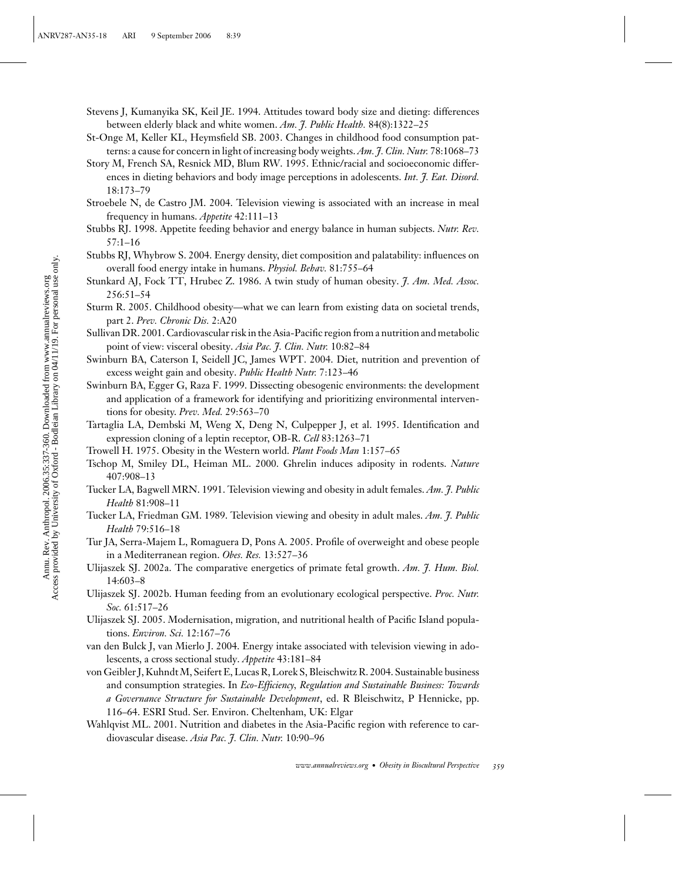Stevens J, Kumanyika SK, Keil JE. 1994. Attitudes toward body size and dieting: differences between elderly black and white women. *Am. J. Public Health.* 84(8):1322–25

St-Onge M, Keller KL, Heymsfield SB. 2003. Changes in childhood food consumption patterns: a cause for concern in light of increasing body weights. *Am. J. Clin. Nutr.* 78:1068–73

Story M, French SA, Resnick MD, Blum RW. 1995. Ethnic/racial and socioeconomic differences in dieting behaviors and body image perceptions in adolescents. *Int. J. Eat. Disord.* 18:173–79

Stroebele N, de Castro JM. 2004. Television viewing is associated with an increase in meal frequency in humans. *Appetite* 42:111–13

Stubbs RJ. 1998. Appetite feeding behavior and energy balance in human subjects. *Nutr. Rev.* 57:1–16

Stubbs RJ, Whybrow S. 2004. Energy density, diet composition and palatability: influences on overall food energy intake in humans. *Physiol. Behav.* 81:755–64

Stunkard AJ, Fock TT, Hrubec Z. 1986. A twin study of human obesity. *J. Am. Med. Assoc.* 256:51–54

Sturm R. 2005. Childhood obesity—what we can learn from existing data on societal trends, part 2. *Prev. Chronic Dis.* 2:A20

Sullivan DR. 2001. Cardiovascular risk in the Asia-Pacific region from a nutrition and metabolic point of view: visceral obesity. *Asia Pac. J. Clin. Nutr.* 10:82–84

Swinburn BA, Caterson I, Seidell JC, James WPT. 2004. Diet, nutrition and prevention of excess weight gain and obesity. *Public Health Nutr.* 7:123–46

Swinburn BA, Egger G, Raza F. 1999. Dissecting obesogenic environments: the development and application of a framework for identifying and prioritizing environmental interventions for obesity. *Prev. Med.* 29:563–70

Tartaglia LA, Dembski M, Weng X, Deng N, Culpepper J, et al. 1995. Identification and expression cloning of a leptin receptor, OB-R. *Cell* 83:1263–71

Trowell H. 1975. Obesity in the Western world. *Plant Foods Man* 1:157–65

Tschop M, Smiley DL, Heiman ML. 2000. Ghrelin induces adiposity in rodents. *Nature* 407:908–13

Tucker LA, Bagwell MRN. 1991. Television viewing and obesity in adult females. *Am. J. Public Health* 81:908–11

Tucker LA, Friedman GM. 1989. Television viewing and obesity in adult males. *Am. J. Public Health* 79:516–18

Tur JA, Serra-Majem L, Romaguera D, Pons A. 2005. Profile of overweight and obese people in a Mediterranean region. *Obes. Res.* 13:527–36

Ulijaszek SJ. 2002a. The comparative energetics of primate fetal growth. *Am. J. Hum. Biol.* 14:603–8

Ulijaszek SJ. 2002b. Human feeding from an evolutionary ecological perspective. *Proc. Nutr. Soc.* 61:517–26

Ulijaszek SJ. 2005. Modernisation, migration, and nutritional health of Pacific Island populations. *Environ. Sci.* 12:167–76

van den Bulck J, van Mierlo J. 2004. Energy intake associated with television viewing in adolescents, a cross sectional study. *Appetite* 43:181–84

von Geibler J, Kuhndt M, Seifert E, Lucas R, Lorek S, Bleischwitz R. 2004. Sustainable business and consumption strategies. In *Eco-Efficiency, Regulation and Sustainable Business: Towards a Governance Structure for Sustainable Development*, ed. R Bleischwitz, P Hennicke, pp. 116–64. ESRI Stud. Ser. Environ. Cheltenham, UK: Elgar

Wahlqvist ML. 2001. Nutrition and diabetes in the Asia-Pacific region with reference to cardiovascular disease. *Asia Pac. J. Clin. Nutr.* 10:90–96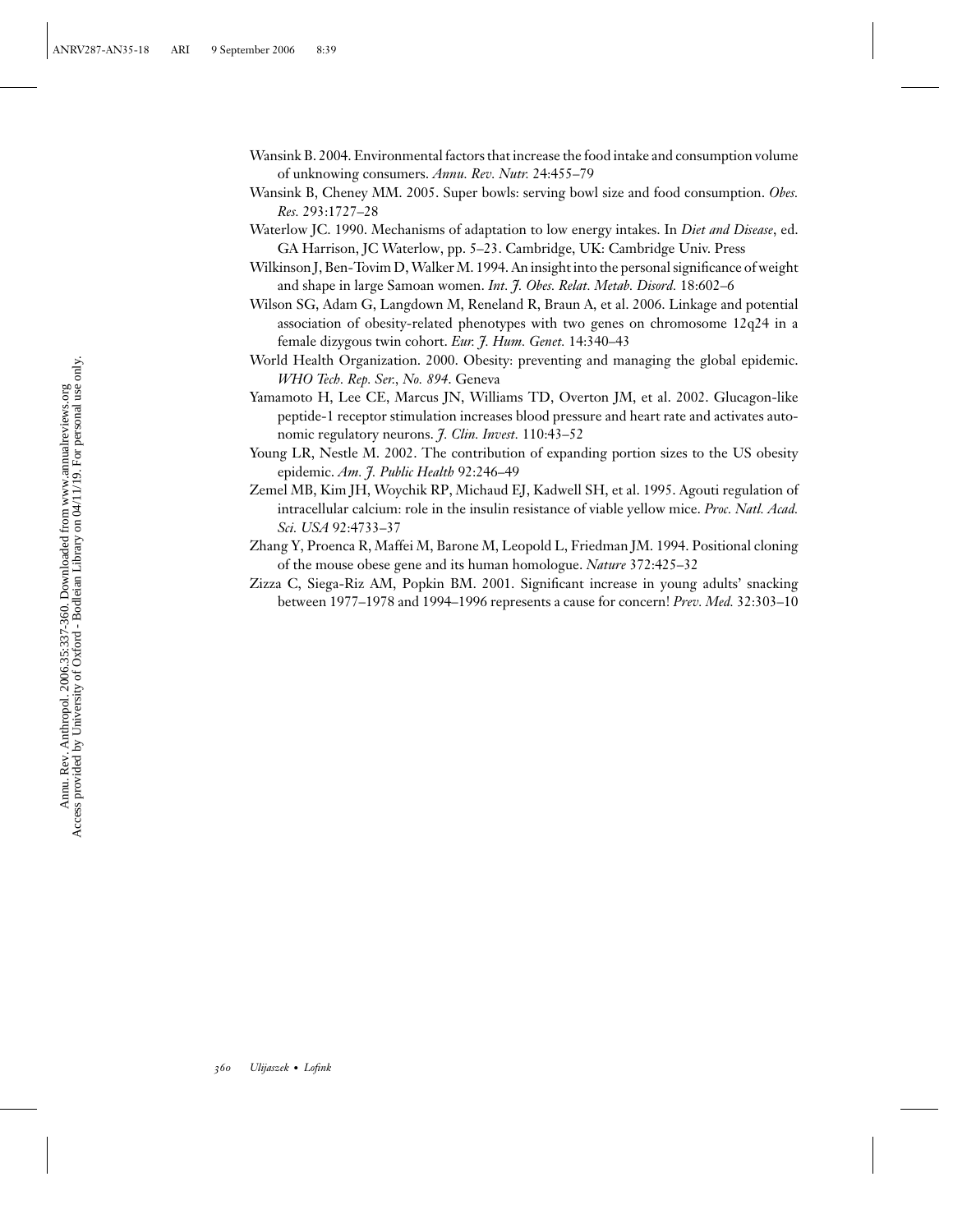Wansink B. 2004. Environmental factors that increase the food intake and consumption volume of unknowing consumers. *Annu. Rev. Nutr.* 24:455–79

Wansink B, Cheney MM. 2005. Super bowls: serving bowl size and food consumption. *Obes. Res.* 293:1727–28

Waterlow JC. 1990. Mechanisms of adaptation to low energy intakes. In *Diet and Disease*, ed. GA Harrison, JC Waterlow, pp. 5–23. Cambridge, UK: Cambridge Univ. Press

Wilkinson J, Ben-Tovim D, Walker M. 1994. An insight into the personal significance of weight and shape in large Samoan women. *Int. J. Obes. Relat. Metab. Disord.* 18:602–6

Wilson SG, Adam G, Langdown M, Reneland R, Braun A, et al. 2006. Linkage and potential association of obesity-related phenotypes with two genes on chromosome 12q24 in a female dizygous twin cohort. *Eur. J. Hum. Genet.* 14:340–43

World Health Organization. 2000. Obesity: preventing and managing the global epidemic. *WHO Tech. Rep. Ser., No. 894*. Geneva

Yamamoto H, Lee CE, Marcus JN, Williams TD, Overton JM, et al. 2002. Glucagon-like peptide-1 receptor stimulation increases blood pressure and heart rate and activates autonomic regulatory neurons. *J. Clin. Invest.* 110:43–52

Young LR, Nestle M. 2002. The contribution of expanding portion sizes to the US obesity epidemic. *Am. J. Public Health* 92:246–49

Zemel MB, Kim JH, Woychik RP, Michaud EJ, Kadwell SH, et al. 1995. Agouti regulation of intracellular calcium: role in the insulin resistance of viable yellow mice. *Proc. Natl. Acad. Sci. USA* 92:4733–37

Zhang Y, Proenca R, Maffei M, Barone M, Leopold L, Friedman JM. 1994. Positional cloning of the mouse obese gene and its human homologue. *Nature* 372:425–32

Zizza C, Siega-Riz AM, Popkin BM. 2001. Significant increase in young adults' snacking between 1977–1978 and 1994–1996 represents a cause for concern! *Prev. Med.* 32:303–10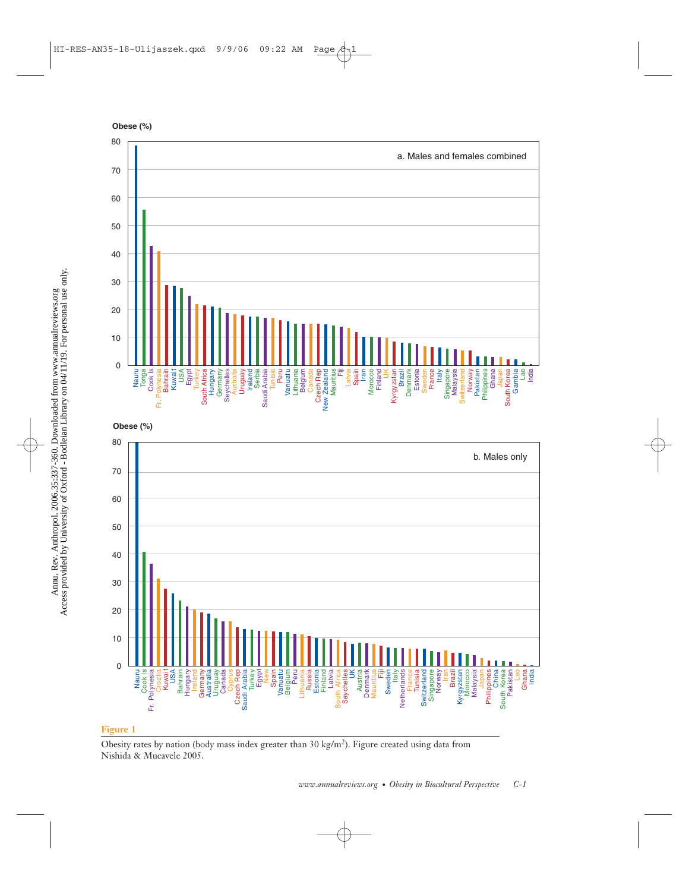**Obese (%)**

a. Males and females combined

**Obese (%)**

b. Males only

**Figure 1**

Obesity rates by nation (body mass index greater than 30 kg/m$^2$). Figure created using data from Nishida & Mucavele 2005.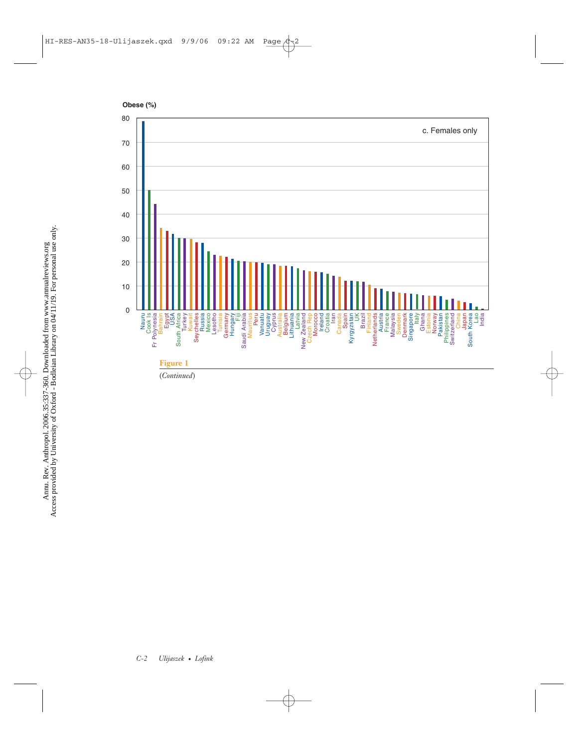Obese (%)

c. Females only

| Country | Obese (%) |
|---|---|
| Nauru | 78.5 |
| Cook Is | 50 |
| Fr Polynesia | 44 |
| Bahrain | 34 |
| Egypt | 33 |
| USA | 32 |
| South Africa | 30 |
| Turkey | 30 |
| Kuwait | 29.5 |
| Seychelles | 28 |
| Russia | 28 |
| Mexico | 24.5 |
| Lesotho | 23 |
| Tunisia | 22.5 |
| Germany | 22 |
| Hungary | 21 |
| Fiji | 20.5 |
| Saudi Arabia | 20 |
| Mauritius | 20 |
| Peru | 20 |
| Vanuatu | 19.5 |
| Uruguay | 19 |
| Cyprus | 19 |
| Australia | 18.5 |
| Belgium | 18.5 |
| Lithuania | 18 |
| Latvia | 17 |
| New Zealand | 16.5 |
| Czech Rep | 16 |
| Morocco | 16 |
| Ireland | 15.5 |
| Croatia | 15 |
| Iran | 14 |
| Canada | 14 |
| Spain | 12 |
| Kyrgyzstan | 12 |
| UK | 12 |
| Brazil | 11.5 |
| Finland | 10.5 |
| Netherlands | 9 |
| Austria | 8.5 |
| France | 7.5 |
| Malaysia | 7.5 |
| Sweden | 7 |
| Denmark | 7 |
| Singapore | 6.5 |
| Italy | 6.5 |
| Ghana | 6 |
| Estonia | 6 |
| Norway | 6 |
| Pakistan | 5.5 |
| Philippines | 4 |
| Switzerland | 4.5 |
| China | 3.5 |
| Japan | 3 |
| South Korea | 2.5 |
| Lao | 1 |
| India | 0.5 |

Figure 1

(*Continued*)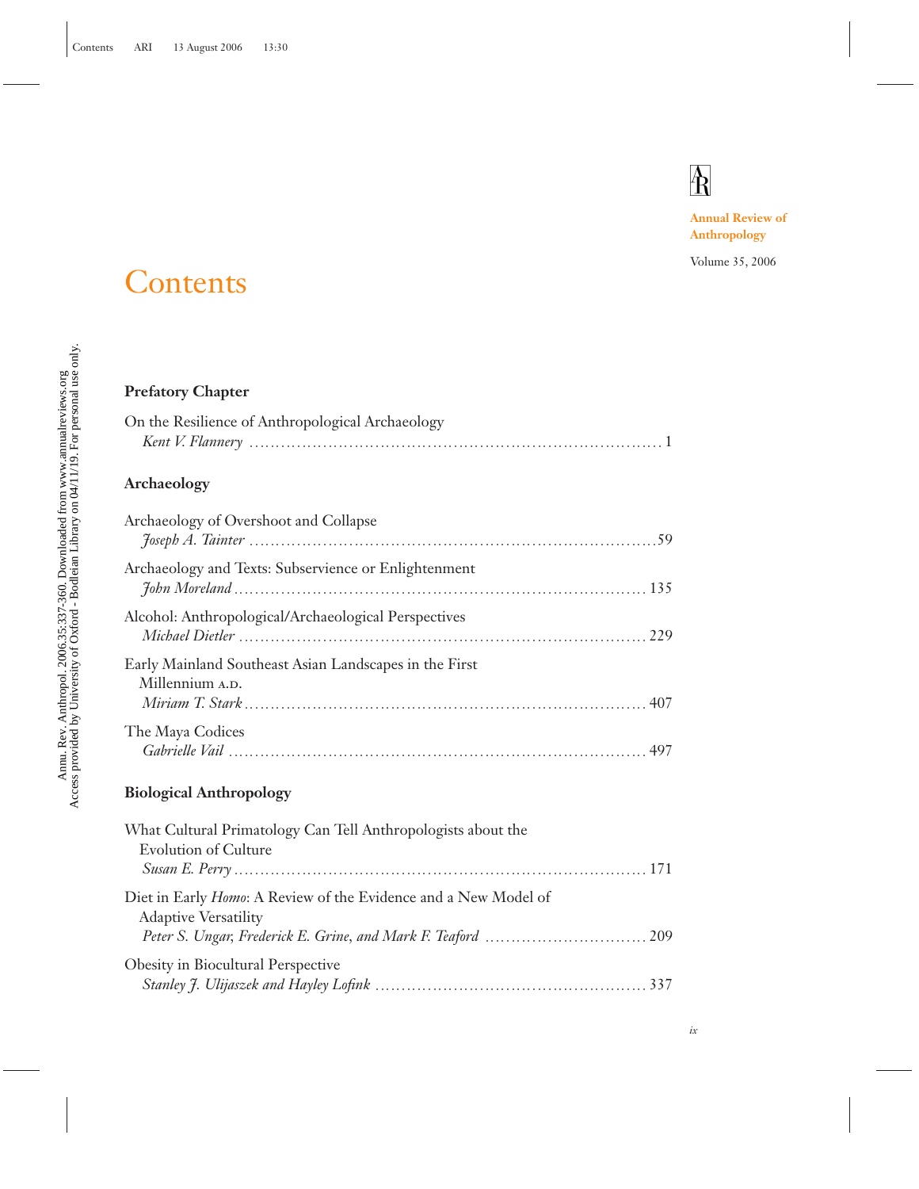Annual Review of Anthropology

Volume 35, 2006

# Contents

## Prefatory Chapter

On the Resilience of Anthropological Archaeology
*Kent V. Flannery* .......... 1

## Archaeology

Archaeology of Overshoot and Collapse
*Joseph A. Tainter* .......... 59

Archaeology and Texts: Subservience or Enlightenment
*John Moreland* .......... 135

Alcohol: Anthropological/Archaeological Perspectives
*Michael Dietler* .......... 229

Early Mainland Southeast Asian Landscapes in the First Millennium A.D.
*Miriam T. Stark* .......... 407

The Maya Codices
*Gabrielle Vail* .......... 497

## Biological Anthropology

What Cultural Primatology Can Tell Anthropologists about the Evolution of Culture
*Susan E. Perry* .......... 171

Diet in Early *Homo*: A Review of the Evidence and a New Model of Adaptive Versatility
*Peter S. Ungar, Frederick E. Grine, and Mark F. Teaford* .......... 209

Obesity in Biocultural Perspective
*Stanley J. Ulijaszek and Hayley Lofink* .......... 337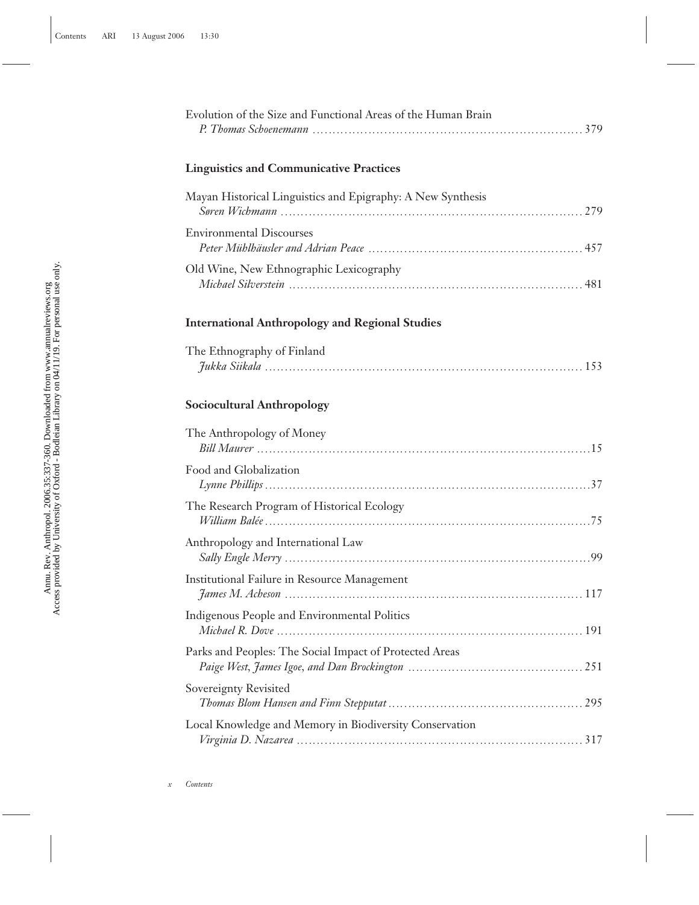Evolution of the Size and Functional Areas of the Human Brain
*P. Thomas Schoenemann* .................................................................. 379

**Linguistics and Communicative Practices**

Mayan Historical Linguistics and Epigraphy: A New Synthesis
*Søren Wichmann* .................................................................. 279

Environmental Discourses
*Peter Mühlhäusler and Adrian Peace* .................................................................. 457

Old Wine, New Ethnographic Lexicography
*Michael Silverstein* .................................................................. 481

**International Anthropology and Regional Studies**

The Ethnography of Finland
*Jukka Siikala* .................................................................. 153

**Sociocultural Anthropology**

The Anthropology of Money
*Bill Maurer* .................................................................. 15

Food and Globalization
*Lynne Phillips* .................................................................. 37

The Research Program of Historical Ecology
*William Balée* .................................................................. 75

Anthropology and International Law
*Sally Engle Merry* .................................................................. 99

Institutional Failure in Resource Management
*James M. Acheson* .................................................................. 117

Indigenous People and Environmental Politics
*Michael R. Dove* .................................................................. 191

Parks and Peoples: The Social Impact of Protected Areas
*Paige West, James Igoe, and Dan Brockington* .................................................................. 251

Sovereignty Revisited
*Thomas Blom Hansen and Finn Stepputat* .................................................................. 295

Local Knowledge and Memory in Biodiversity Conservation
*Virginia D. Nazarea* .................................................................. 317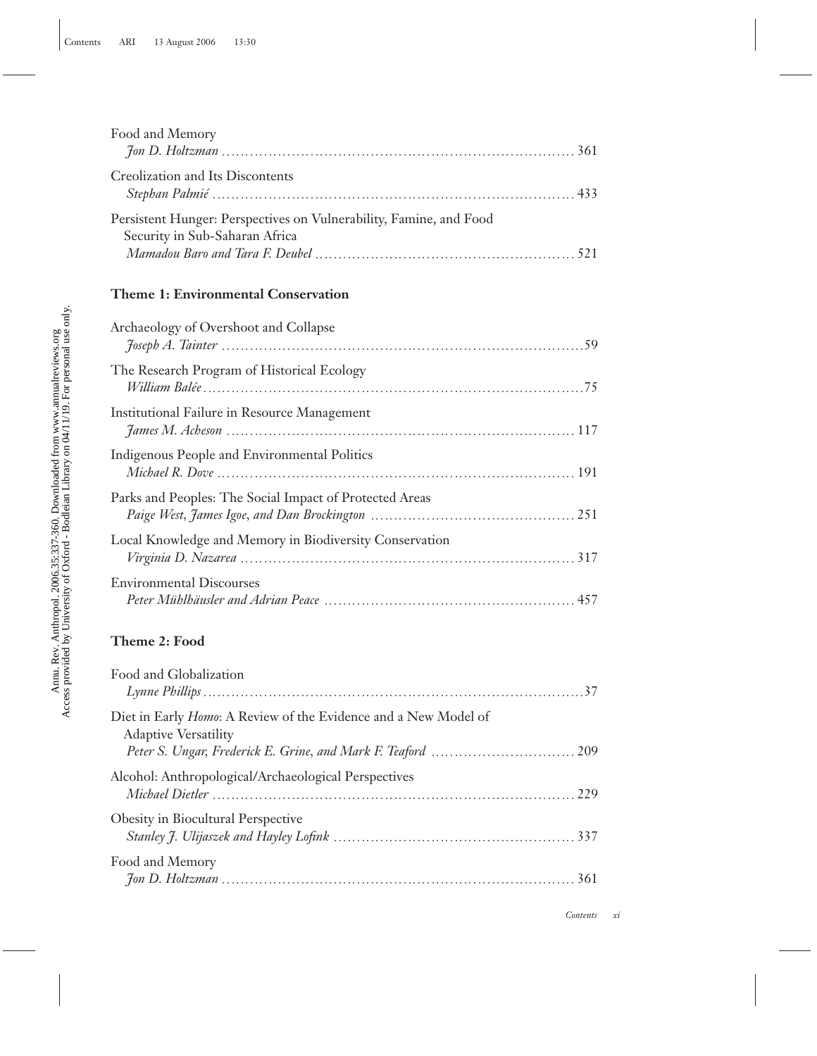Food and Memory
*Jon D. Holtzman* ............................................................................ 361

Creolization and Its Discontents
*Stephan Palmié* ............................................................................ 433

Persistent Hunger: Perspectives on Vulnerability, Famine, and Food Security in Sub-Saharan Africa
*Mamadou Baro and Tara F. Deubel* ...................................................... 521

**Theme 1: Environmental Conservation**

Archaeology of Overshoot and Collapse
*Joseph A. Tainter* ............................................................................ 59

The Research Program of Historical Ecology
*William Balée* ............................................................................ 75

Institutional Failure in Resource Management
*James M. Acheson* ............................................................................ 117

Indigenous People and Environmental Politics
*Michael R. Dove* ............................................................................ 191

Parks and Peoples: The Social Impact of Protected Areas
*Paige West, James Igoe, and Dan Brockington* ........................................ 251

Local Knowledge and Memory in Biodiversity Conservation
*Virginia D. Nazarea* ............................................................................ 317

Environmental Discourses
*Peter Mühlhäusler and Adrian Peace* ...................................................... 457

**Theme 2: Food**

Food and Globalization
*Lynne Phillips* ............................................................................ 37

Diet in Early *Homo*: A Review of the Evidence and a New Model of Adaptive Versatility
*Peter S. Ungar, Frederick E. Grine, and Mark F. Teaford* ............................ 209

Alcohol: Anthropological/Archaeological Perspectives
*Michael Dietler* ............................................................................ 229

Obesity in Biocultural Perspective
*Stanley J. Ulijaszek and Hayley Lofink* .................................................. 337

Food and Memory
*Jon D. Holtzman* ............................................................................ 361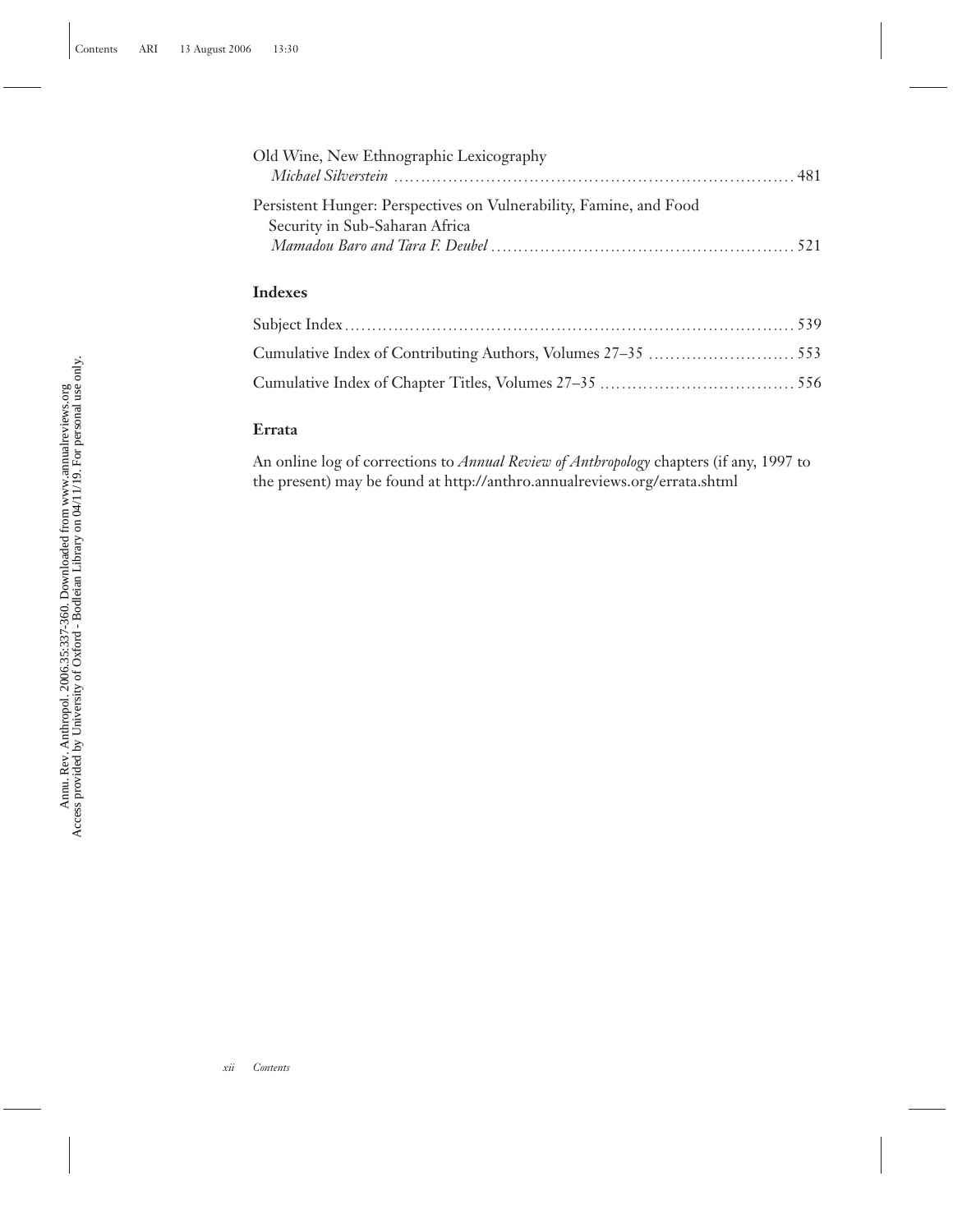Old Wine, New Ethnographic Lexicography
*Michael Silverstein* .......... 481

Persistent Hunger: Perspectives on Vulnerability, Famine, and Food Security in Sub-Saharan Africa
*Mamadou Baro and Tara F. Deubel* .......... 521

## Indexes

Subject Index .......... 539

Cumulative Index of Contributing Authors, Volumes 27–35 .......... 553

Cumulative Index of Chapter Titles, Volumes 27–35 .......... 556

## Errata

An online log of corrections to *Annual Review of Anthropology* chapters (if any, 1997 to the present) may be found at http://anthro.annualreviews.org/errata.shtml